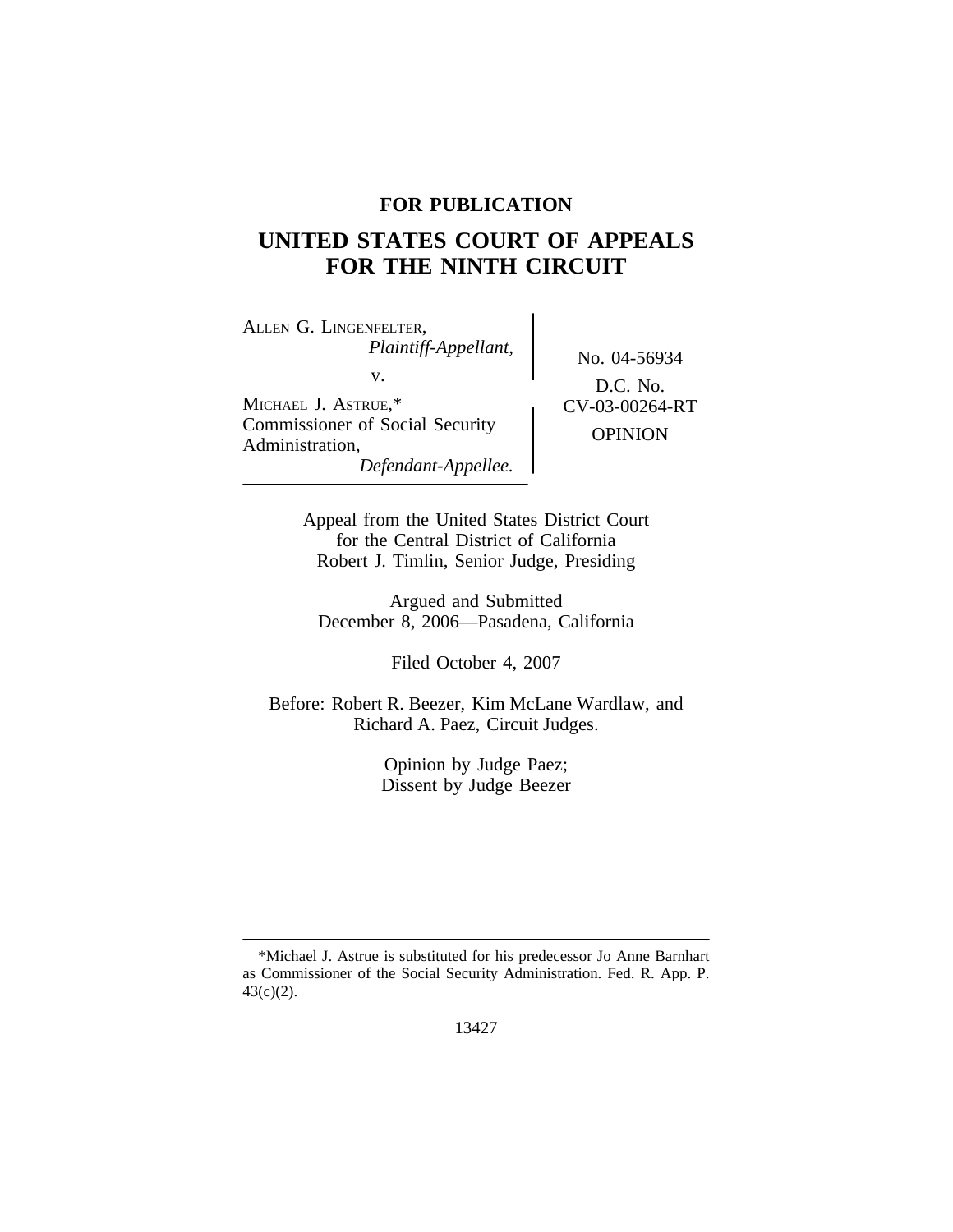**FOR PUBLICATION**

# UNITED STATES COURT OF APPEALS FOR THE NINTH CIRCUIT

ALLEN G. LINGENFELTER,
*Plaintiff-Appellant,*

v.

MICHAEL J. ASTRUE,*
Commissioner of Social Security Administration,
*Defendant-Appellee.*

No. 04-56934

D.C. No. CV-03-00264-RT

OPINION

Appeal from the United States District Court
for the Central District of California
Robert J. Timlin, Senior Judge, Presiding

Argued and Submitted
December 8, 2006—Pasadena, California

Filed October 4, 2007

Before: Robert R. Beezer, Kim McLane Wardlaw, and Richard A. Paez, Circuit Judges.

Opinion by Judge Paez;
Dissent by Judge Beezer

*Michael J. Astrue is substituted for his predecessor Jo Anne Barnhart as Commissioner of the Social Security Administration. Fed. R. App. P. 43(c)(2).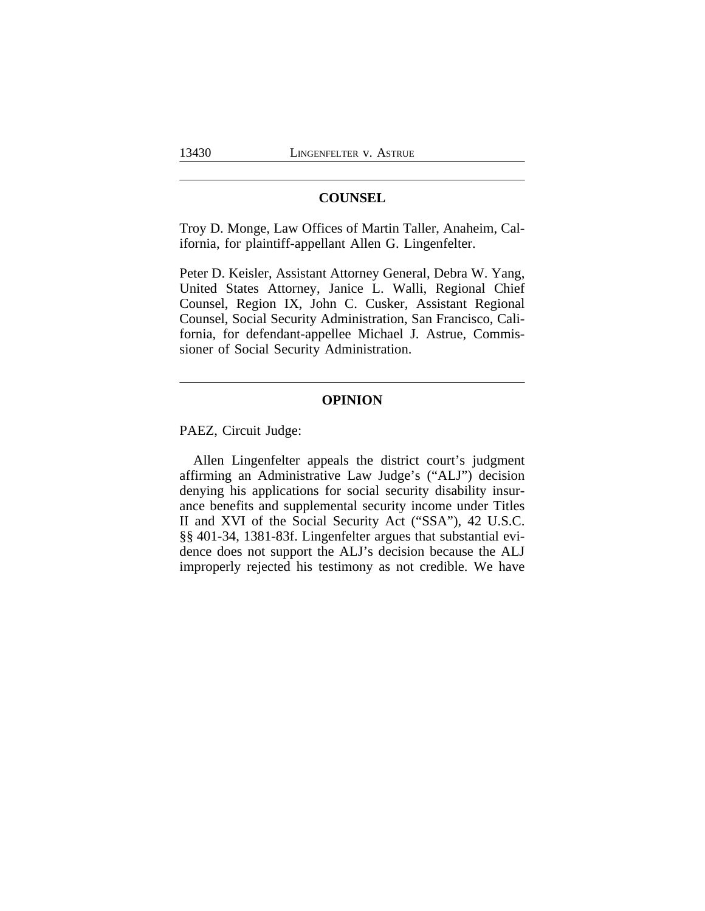## COUNSEL

Troy D. Monge, Law Offices of Martin Taller, Anaheim, California, for plaintiff-appellant Allen G. Lingenfelter.

Peter D. Keisler, Assistant Attorney General, Debra W. Yang, United States Attorney, Janice L. Walli, Regional Chief Counsel, Region IX, John C. Cusker, Assistant Regional Counsel, Social Security Administration, San Francisco, California, for defendant-appellee Michael J. Astrue, Commissioner of Social Security Administration.

## OPINION

PAEZ, Circuit Judge:

Allen Lingenfelter appeals the district court's judgment affirming an Administrative Law Judge's ("ALJ") decision denying his applications for social security disability insurance benefits and supplemental security income under Titles II and XVI of the Social Security Act ("SSA"), 42 U.S.C. §§ 401-34, 1381-83f. Lingenfelter argues that substantial evidence does not support the ALJ's decision because the ALJ improperly rejected his testimony as not credible. We have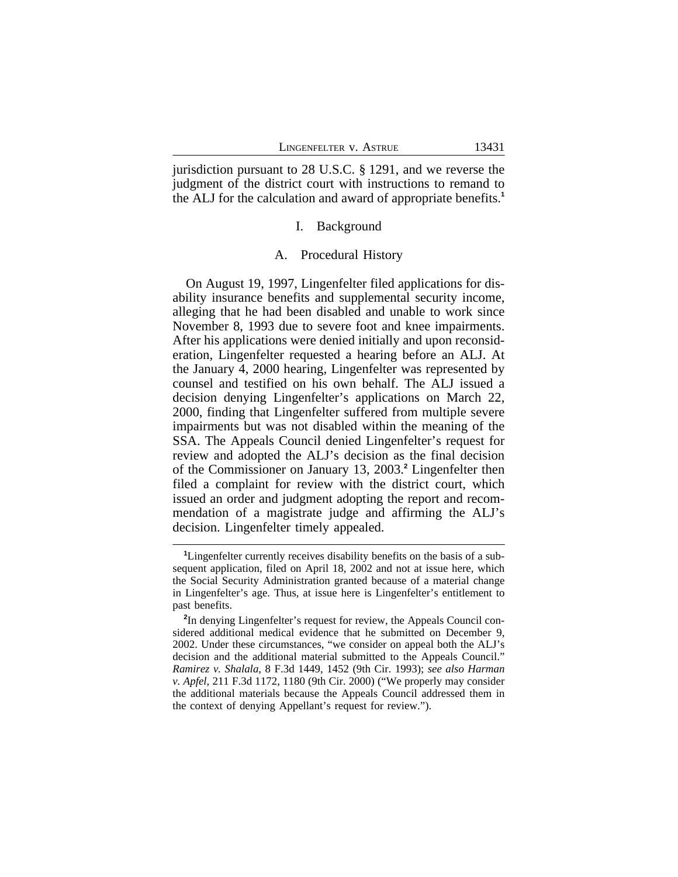jurisdiction pursuant to 28 U.S.C. § 1291, and we reverse the judgment of the district court with instructions to remand to the ALJ for the calculation and award of appropriate benefits.[1]

## I. Background

### A. Procedural History

On August 19, 1997, Lingenfelter filed applications for disability insurance benefits and supplemental security income, alleging that he had been disabled and unable to work since November 8, 1993 due to severe foot and knee impairments. After his applications were denied initially and upon reconsideration, Lingenfelter requested a hearing before an ALJ. At the January 4, 2000 hearing, Lingenfelter was represented by counsel and testified on his own behalf. The ALJ issued a decision denying Lingenfelter's applications on March 22, 2000, finding that Lingenfelter suffered from multiple severe impairments but was not disabled within the meaning of the SSA. The Appeals Council denied Lingenfelter's request for review and adopted the ALJ's decision as the final decision of the Commissioner on January 13, 2003.[2] Lingenfelter then filed a complaint for review with the district court, which issued an order and judgment adopting the report and recommendation of a magistrate judge and affirming the ALJ's decision. Lingenfelter timely appealed.

---

[1] Lingenfelter currently receives disability benefits on the basis of a subsequent application, filed on April 18, 2002 and not at issue here, which the Social Security Administration granted because of a material change in Lingenfelter's age. Thus, at issue here is Lingenfelter's entitlement to past benefits.

[2] In denying Lingenfelter's request for review, the Appeals Council considered additional medical evidence that he submitted on December 9, 2002. Under these circumstances, "we consider on appeal both the ALJ's decision and the additional material submitted to the Appeals Council." *Ramirez v. Shalala*, 8 F.3d 1449, 1452 (9th Cir. 1993); *see also Harman v. Apfel*, 211 F.3d 1172, 1180 (9th Cir. 2000) ("We properly may consider the additional materials because the Appeals Council addressed them in the context of denying Appellant's request for review.").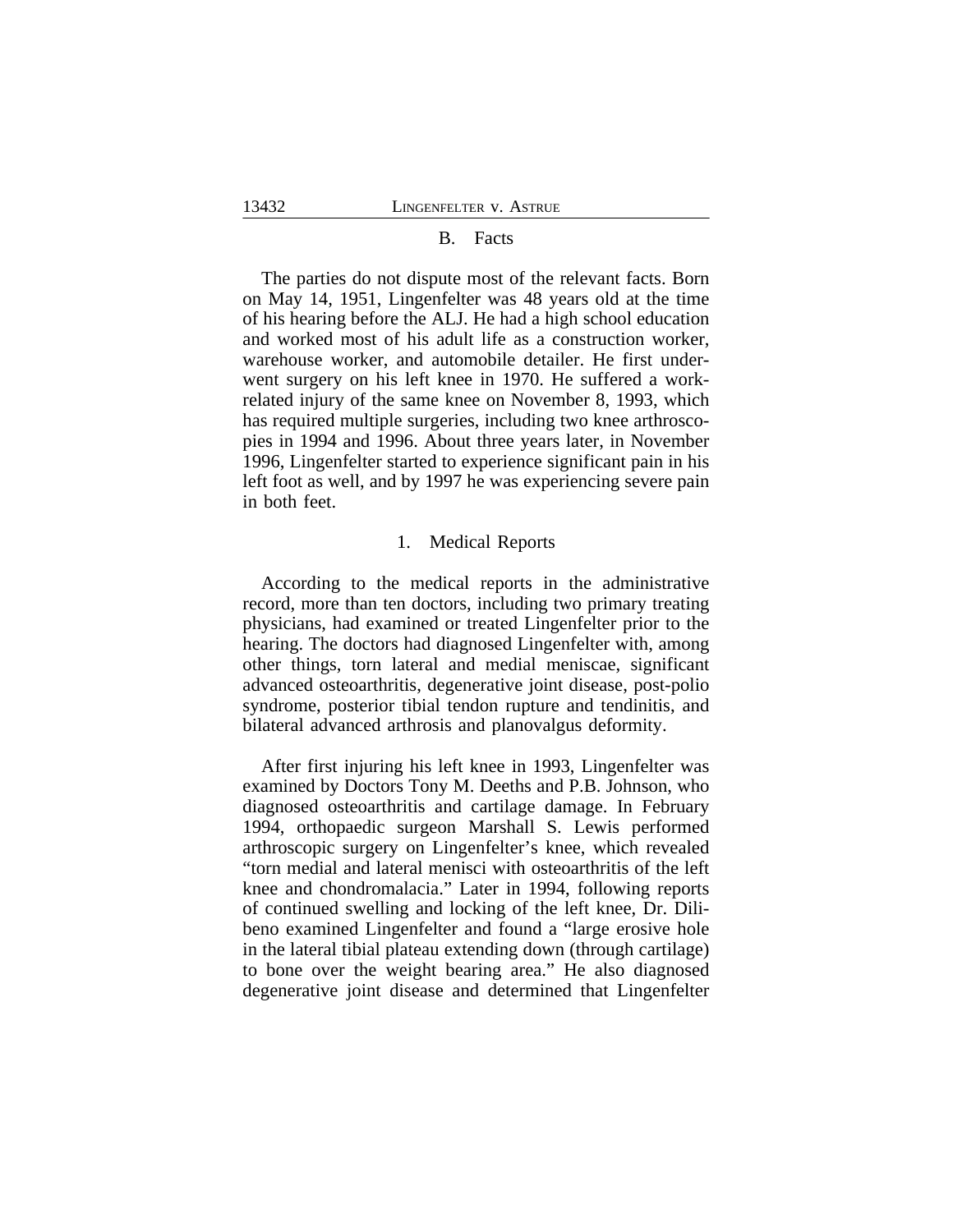### B. Facts

The parties do not dispute most of the relevant facts. Born on May 14, 1951, Lingenfelter was 48 years old at the time of his hearing before the ALJ. He had a high school education and worked most of his adult life as a construction worker, warehouse worker, and automobile detailer. He first underwent surgery on his left knee in 1970. He suffered a work-related injury of the same knee on November 8, 1993, which has required multiple surgeries, including two knee arthroscopies in 1994 and 1996. About three years later, in November 1996, Lingenfelter started to experience significant pain in his left foot as well, and by 1997 he was experiencing severe pain in both feet.

#### 1. Medical Reports

According to the medical reports in the administrative record, more than ten doctors, including two primary treating physicians, had examined or treated Lingenfelter prior to the hearing. The doctors had diagnosed Lingenfelter with, among other things, torn lateral and medial meniscae, significant advanced osteoarthritis, degenerative joint disease, post-polio syndrome, posterior tibial tendon rupture and tendinitis, and bilateral advanced arthrosis and planovalgus deformity.

After first injuring his left knee in 1993, Lingenfelter was examined by Doctors Tony M. Deeths and P.B. Johnson, who diagnosed osteoarthritis and cartilage damage. In February 1994, orthopaedic surgeon Marshall S. Lewis performed arthroscopic surgery on Lingenfelter's knee, which revealed "torn medial and lateral menisci with osteoarthritis of the left knee and chondromalacia." Later in 1994, following reports of continued swelling and locking of the left knee, Dr. Dilibeno examined Lingenfelter and found a "large erosive hole in the lateral tibial plateau extending down (through cartilage) to bone over the weight bearing area." He also diagnosed degenerative joint disease and determined that Lingenfelter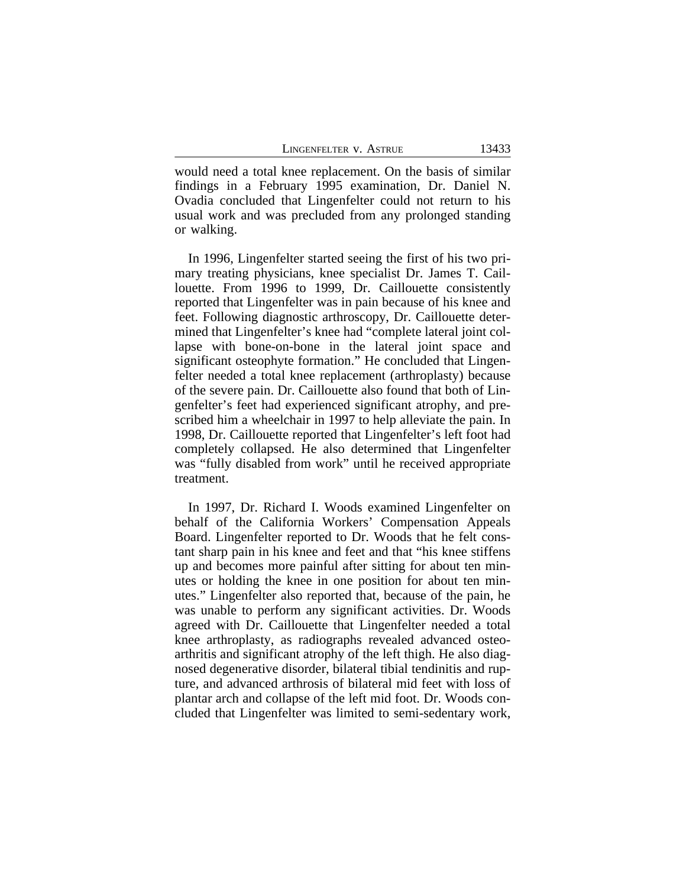would need a total knee replacement. On the basis of similar findings in a February 1995 examination, Dr. Daniel N. Ovadia concluded that Lingenfelter could not return to his usual work and was precluded from any prolonged standing or walking.

In 1996, Lingenfelter started seeing the first of his two primary treating physicians, knee specialist Dr. James T. Caillouette. From 1996 to 1999, Dr. Caillouette consistently reported that Lingenfelter was in pain because of his knee and feet. Following diagnostic arthroscopy, Dr. Caillouette determined that Lingenfelter's knee had "complete lateral joint collapse with bone-on-bone in the lateral joint space and significant osteophyte formation." He concluded that Lingenfelter needed a total knee replacement (arthroplasty) because of the severe pain. Dr. Caillouette also found that both of Lingenfelter's feet had experienced significant atrophy, and prescribed him a wheelchair in 1997 to help alleviate the pain. In 1998, Dr. Caillouette reported that Lingenfelter's left foot had completely collapsed. He also determined that Lingenfelter was "fully disabled from work" until he received appropriate treatment.

In 1997, Dr. Richard I. Woods examined Lingenfelter on behalf of the California Workers' Compensation Appeals Board. Lingenfelter reported to Dr. Woods that he felt constant sharp pain in his knee and feet and that "his knee stiffens up and becomes more painful after sitting for about ten minutes or holding the knee in one position for about ten minutes." Lingenfelter also reported that, because of the pain, he was unable to perform any significant activities. Dr. Woods agreed with Dr. Caillouette that Lingenfelter needed a total knee arthroplasty, as radiographs revealed advanced osteoarthritis and significant atrophy of the left thigh. He also diagnosed degenerative disorder, bilateral tibial tendinitis and rupture, and advanced arthrosis of bilateral mid feet with loss of plantar arch and collapse of the left mid foot. Dr. Woods concluded that Lingenfelter was limited to semi-sedentary work,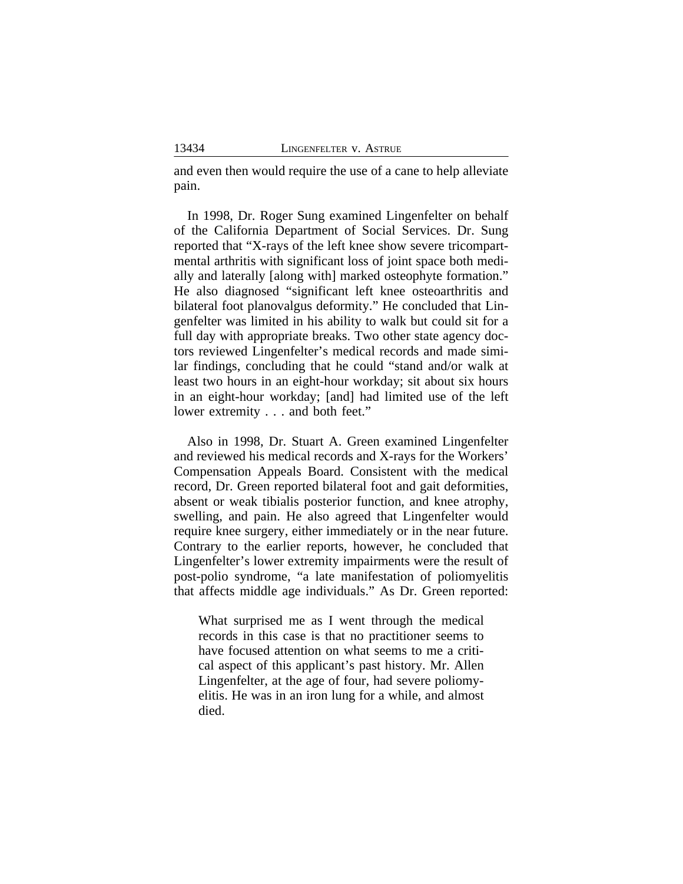and even then would require the use of a cane to help alleviate pain.

In 1998, Dr. Roger Sung examined Lingenfelter on behalf of the California Department of Social Services. Dr. Sung reported that "X-rays of the left knee show severe tricompartmental arthritis with significant loss of joint space both medially and laterally [along with] marked osteophyte formation." He also diagnosed "significant left knee osteoarthritis and bilateral foot planovalgus deformity." He concluded that Lingenfelter was limited in his ability to walk but could sit for a full day with appropriate breaks. Two other state agency doctors reviewed Lingenfelter's medical records and made similar findings, concluding that he could "stand and/or walk at least two hours in an eight-hour workday; sit about six hours in an eight-hour workday; [and] had limited use of the left lower extremity . . . and both feet."

Also in 1998, Dr. Stuart A. Green examined Lingenfelter and reviewed his medical records and X-rays for the Workers' Compensation Appeals Board. Consistent with the medical record, Dr. Green reported bilateral foot and gait deformities, absent or weak tibialis posterior function, and knee atrophy, swelling, and pain. He also agreed that Lingenfelter would require knee surgery, either immediately or in the near future. Contrary to the earlier reports, however, he concluded that Lingenfelter's lower extremity impairments were the result of post-polio syndrome, "a late manifestation of poliomyelitis that affects middle age individuals." As Dr. Green reported:

> What surprised me as I went through the medical records in this case is that no practitioner seems to have focused attention on what seems to me a critical aspect of this applicant's past history. Mr. Allen Lingenfelter, at the age of four, had severe poliomyelitis. He was in an iron lung for a while, and almost died.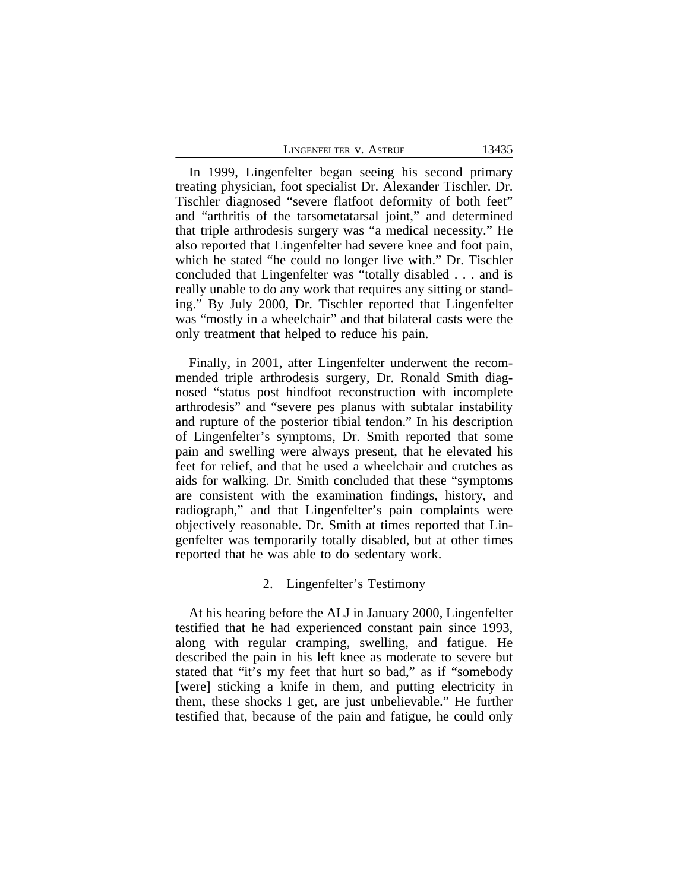In 1999, Lingenfelter began seeing his second primary treating physician, foot specialist Dr. Alexander Tischler. Dr. Tischler diagnosed "severe flatfoot deformity of both feet" and "arthritis of the tarsometatarsal joint," and determined that triple arthrodesis surgery was "a medical necessity." He also reported that Lingenfelter had severe knee and foot pain, which he stated "he could no longer live with." Dr. Tischler concluded that Lingenfelter was "totally disabled . . . and is really unable to do any work that requires any sitting or standing." By July 2000, Dr. Tischler reported that Lingenfelter was "mostly in a wheelchair" and that bilateral casts were the only treatment that helped to reduce his pain.

Finally, in 2001, after Lingenfelter underwent the recommended triple arthrodesis surgery, Dr. Ronald Smith diagnosed "status post hindfoot reconstruction with incomplete arthrodesis" and "severe pes planus with subtalar instability and rupture of the posterior tibial tendon." In his description of Lingenfelter's symptoms, Dr. Smith reported that some pain and swelling were always present, that he elevated his feet for relief, and that he used a wheelchair and crutches as aids for walking. Dr. Smith concluded that these "symptoms are consistent with the examination findings, history, and radiograph," and that Lingenfelter's pain complaints were objectively reasonable. Dr. Smith at times reported that Lingenfelter was temporarily totally disabled, but at other times reported that he was able to do sedentary work.

### 2. Lingenfelter's Testimony

At his hearing before the ALJ in January 2000, Lingenfelter testified that he had experienced constant pain since 1993, along with regular cramping, swelling, and fatigue. He described the pain in his left knee as moderate to severe but stated that "it's my feet that hurt so bad," as if "somebody [were] sticking a knife in them, and putting electricity in them, these shocks I get, are just unbelievable." He further testified that, because of the pain and fatigue, he could only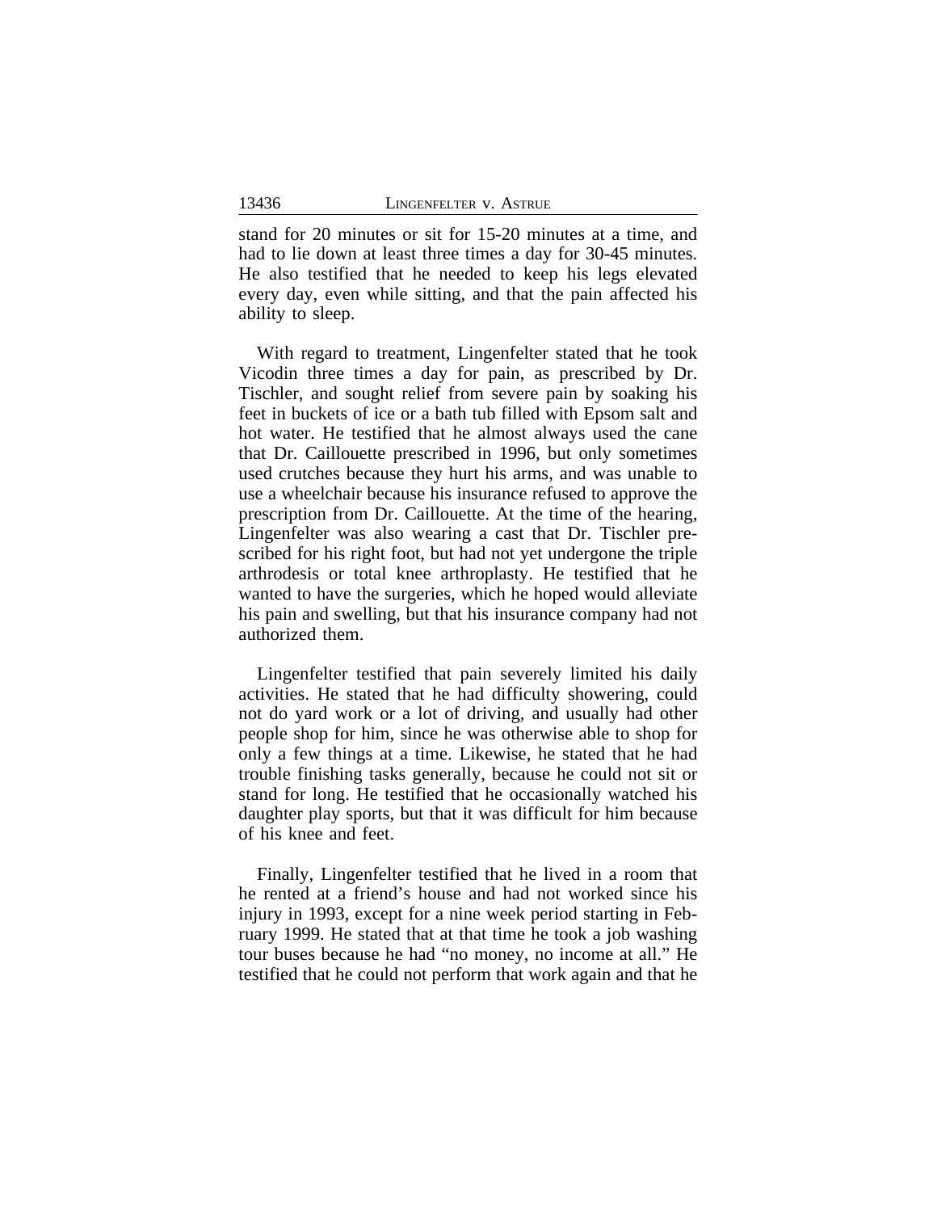stand for 20 minutes or sit for 15-20 minutes at a time, and had to lie down at least three times a day for 30-45 minutes. He also testified that he needed to keep his legs elevated every day, even while sitting, and that the pain affected his ability to sleep.

With regard to treatment, Lingenfelter stated that he took Vicodin three times a day for pain, as prescribed by Dr. Tischler, and sought relief from severe pain by soaking his feet in buckets of ice or a bath tub filled with Epsom salt and hot water. He testified that he almost always used the cane that Dr. Caillouette prescribed in 1996, but only sometimes used crutches because they hurt his arms, and was unable to use a wheelchair because his insurance refused to approve the prescription from Dr. Caillouette. At the time of the hearing, Lingenfelter was also wearing a cast that Dr. Tischler prescribed for his right foot, but had not yet undergone the triple arthrodesis or total knee arthroplasty. He testified that he wanted to have the surgeries, which he hoped would alleviate his pain and swelling, but that his insurance company had not authorized them.

Lingenfelter testified that pain severely limited his daily activities. He stated that he had difficulty showering, could not do yard work or a lot of driving, and usually had other people shop for him, since he was otherwise able to shop for only a few things at a time. Likewise, he stated that he had trouble finishing tasks generally, because he could not sit or stand for long. He testified that he occasionally watched his daughter play sports, but that it was difficult for him because of his knee and feet.

Finally, Lingenfelter testified that he lived in a room that he rented at a friend's house and had not worked since his injury in 1993, except for a nine week period starting in February 1999. He stated that at that time he took a job washing tour buses because he had "no money, no income at all." He testified that he could not perform that work again and that he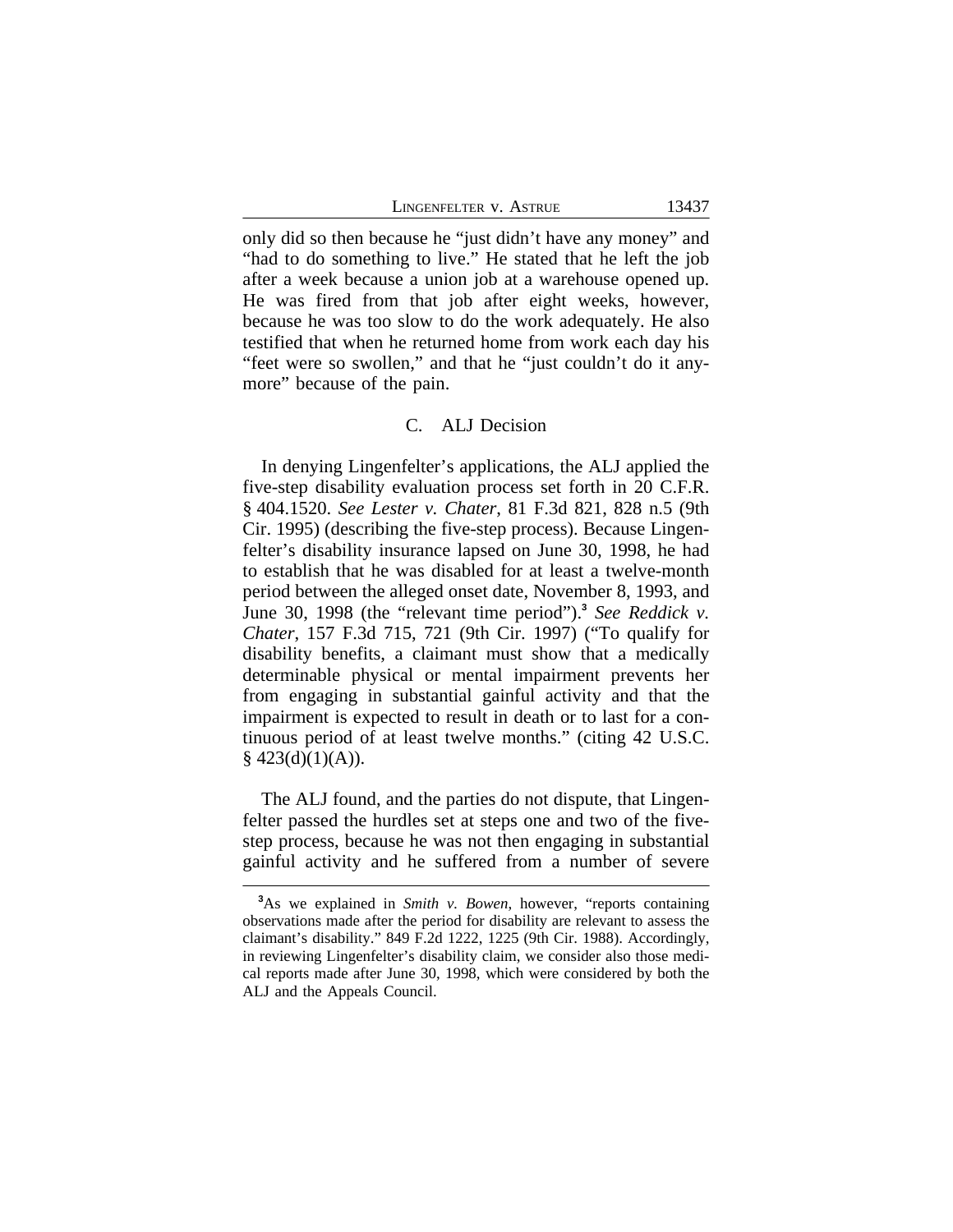only did so then because he "just didn't have any money" and "had to do something to live." He stated that he left the job after a week because a union job at a warehouse opened up. He was fired from that job after eight weeks, however, because he was too slow to do the work adequately. He also testified that when he returned home from work each day his "feet were so swollen," and that he "just couldn't do it anymore" because of the pain.

### C. ALJ Decision

In denying Lingenfelter's applications, the ALJ applied the five-step disability evaluation process set forth in 20 C.F.R. § 404.1520. *See Lester v. Chater*, 81 F.3d 821, 828 n.5 (9th Cir. 1995) (describing the five-step process). Because Lingenfelter's disability insurance lapsed on June 30, 1998, he had to establish that he was disabled for at least a twelve-month period between the alleged onset date, November 8, 1993, and June 30, 1998 (the "relevant time period").[3] *See Reddick v. Chater*, 157 F.3d 715, 721 (9th Cir. 1997) ("To qualify for disability benefits, a claimant must show that a medically determinable physical or mental impairment prevents her from engaging in substantial gainful activity and that the impairment is expected to result in death or to last for a continuous period of at least twelve months." (citing 42 U.S.C. § 423(d)(1)(A)).

The ALJ found, and the parties do not dispute, that Lingenfelter passed the hurdles set at steps one and two of the five-step process, because he was not then engaging in substantial gainful activity and he suffered from a number of severe

---

[3]As we explained in *Smith v. Bowen*, however, "reports containing observations made after the period for disability are relevant to assess the claimant's disability." 849 F.2d 1222, 1225 (9th Cir. 1988). Accordingly, in reviewing Lingenfelter's disability claim, we consider also those medical reports made after June 30, 1998, which were considered by both the ALJ and the Appeals Council.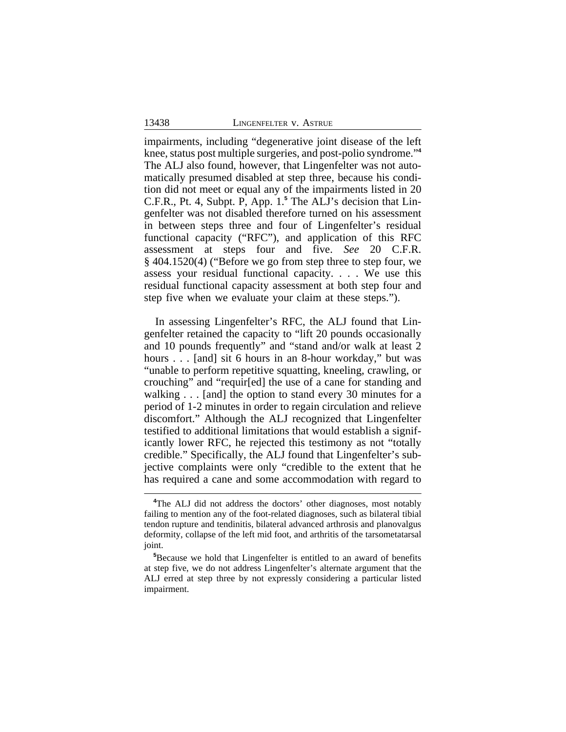impairments, including "degenerative joint disease of the left knee, status post multiple surgeries, and post-polio syndrome."[4] The ALJ also found, however, that Lingenfelter was not automatically presumed disabled at step three, because his condition did not meet or equal any of the impairments listed in 20 C.F.R., Pt. 4, Subpt. P, App. 1.[5] The ALJ's decision that Lingenfelter was not disabled therefore turned on his assessment in between steps three and four of Lingenfelter's residual functional capacity ("RFC"), and application of this RFC assessment at steps four and five. *See* 20 C.F.R. § 404.1520(4) ("Before we go from step three to step four, we assess your residual functional capacity. . . . We use this residual functional capacity assessment at both step four and step five when we evaluate your claim at these steps.").

In assessing Lingenfelter's RFC, the ALJ found that Lingenfelter retained the capacity to "lift 20 pounds occasionally and 10 pounds frequently" and "stand and/or walk at least 2 hours . . . [and] sit 6 hours in an 8-hour workday," but was "unable to perform repetitive squatting, kneeling, crawling, or crouching" and "requir[ed] the use of a cane for standing and walking . . . [and] the option to stand every 30 minutes for a period of 1-2 minutes in order to regain circulation and relieve discomfort." Although the ALJ recognized that Lingenfelter testified to additional limitations that would establish a significantly lower RFC, he rejected this testimony as not "totally credible." Specifically, the ALJ found that Lingenfelter's subjective complaints were only "credible to the extent that he has required a cane and some accommodation with regard to

[4]The ALJ did not address the doctors' other diagnoses, most notably failing to mention any of the foot-related diagnoses, such as bilateral tibial tendon rupture and tendinitis, bilateral advanced arthrosis and planovalgus deformity, collapse of the left mid foot, and arthritis of the tarsometatarsal joint.

[5]Because we hold that Lingenfelter is entitled to an award of benefits at step five, we do not address Lingenfelter's alternate argument that the ALJ erred at step three by not expressly considering a particular listed impairment.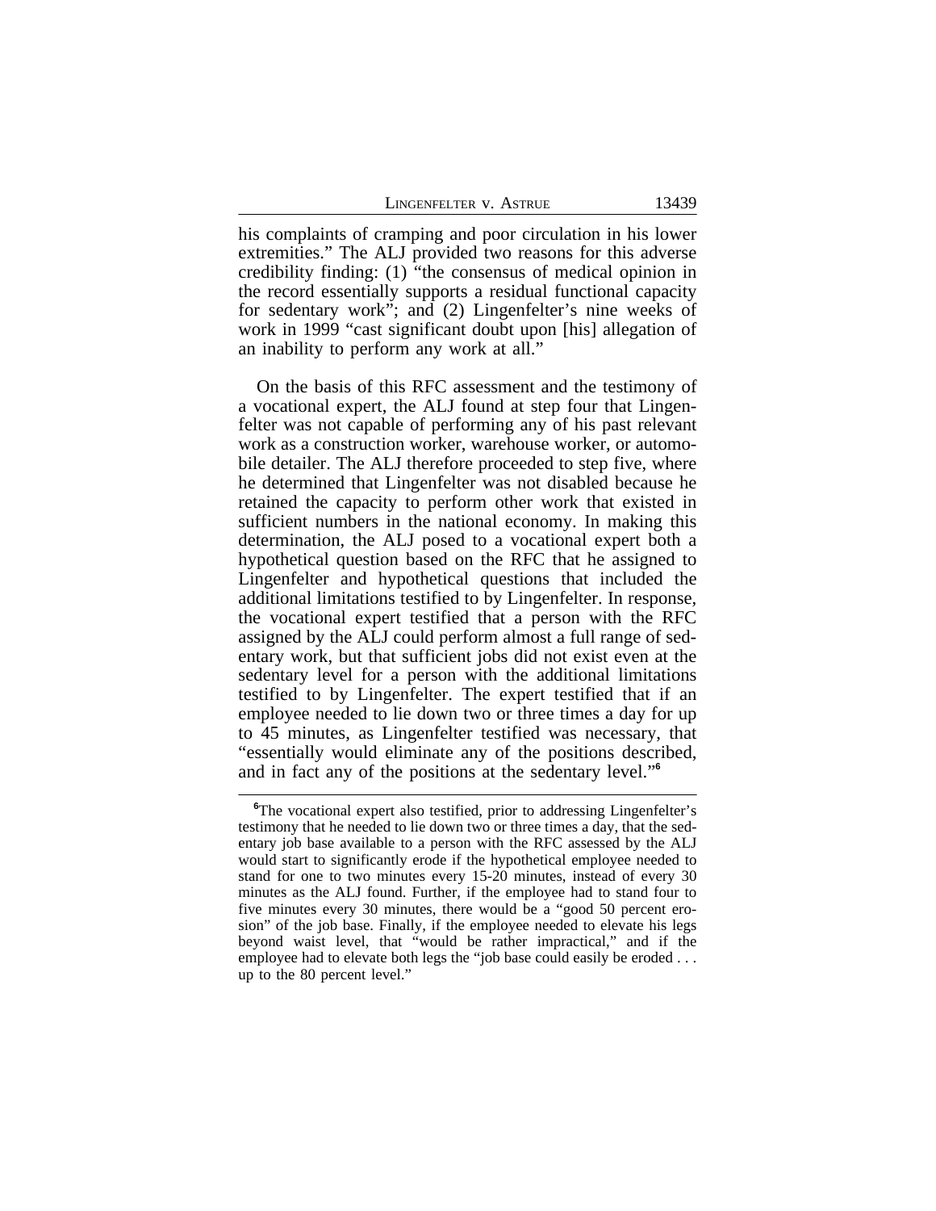his complaints of cramping and poor circulation in his lower extremities." The ALJ provided two reasons for this adverse credibility finding: (1) "the consensus of medical opinion in the record essentially supports a residual functional capacity for sedentary work"; and (2) Lingenfelter's nine weeks of work in 1999 "cast significant doubt upon [his] allegation of an inability to perform any work at all."

On the basis of this RFC assessment and the testimony of a vocational expert, the ALJ found at step four that Lingenfelter was not capable of performing any of his past relevant work as a construction worker, warehouse worker, or automobile detailer. The ALJ therefore proceeded to step five, where he determined that Lingenfelter was not disabled because he retained the capacity to perform other work that existed in sufficient numbers in the national economy. In making this determination, the ALJ posed to a vocational expert both a hypothetical question based on the RFC that he assigned to Lingenfelter and hypothetical questions that included the additional limitations testified to by Lingenfelter. In response, the vocational expert testified that a person with the RFC assigned by the ALJ could perform almost a full range of sedentary work, but that sufficient jobs did not exist even at the sedentary level for a person with the additional limitations testified to by Lingenfelter. The expert testified that if an employee needed to lie down two or three times a day for up to 45 minutes, as Lingenfelter testified was necessary, that "essentially would eliminate any of the positions described, and in fact any of the positions at the sedentary level."[6]

---

[6]The vocational expert also testified, prior to addressing Lingenfelter's testimony that he needed to lie down two or three times a day, that the sedentary job base available to a person with the RFC assessed by the ALJ would start to significantly erode if the hypothetical employee needed to stand for one to two minutes every 15-20 minutes, instead of every 30 minutes as the ALJ found. Further, if the employee had to stand four to five minutes every 30 minutes, there would be a "good 50 percent erosion" of the job base. Finally, if the employee needed to elevate his legs beyond waist level, that "would be rather impractical," and if the employee had to elevate both legs the "job base could easily be eroded . . . up to the 80 percent level."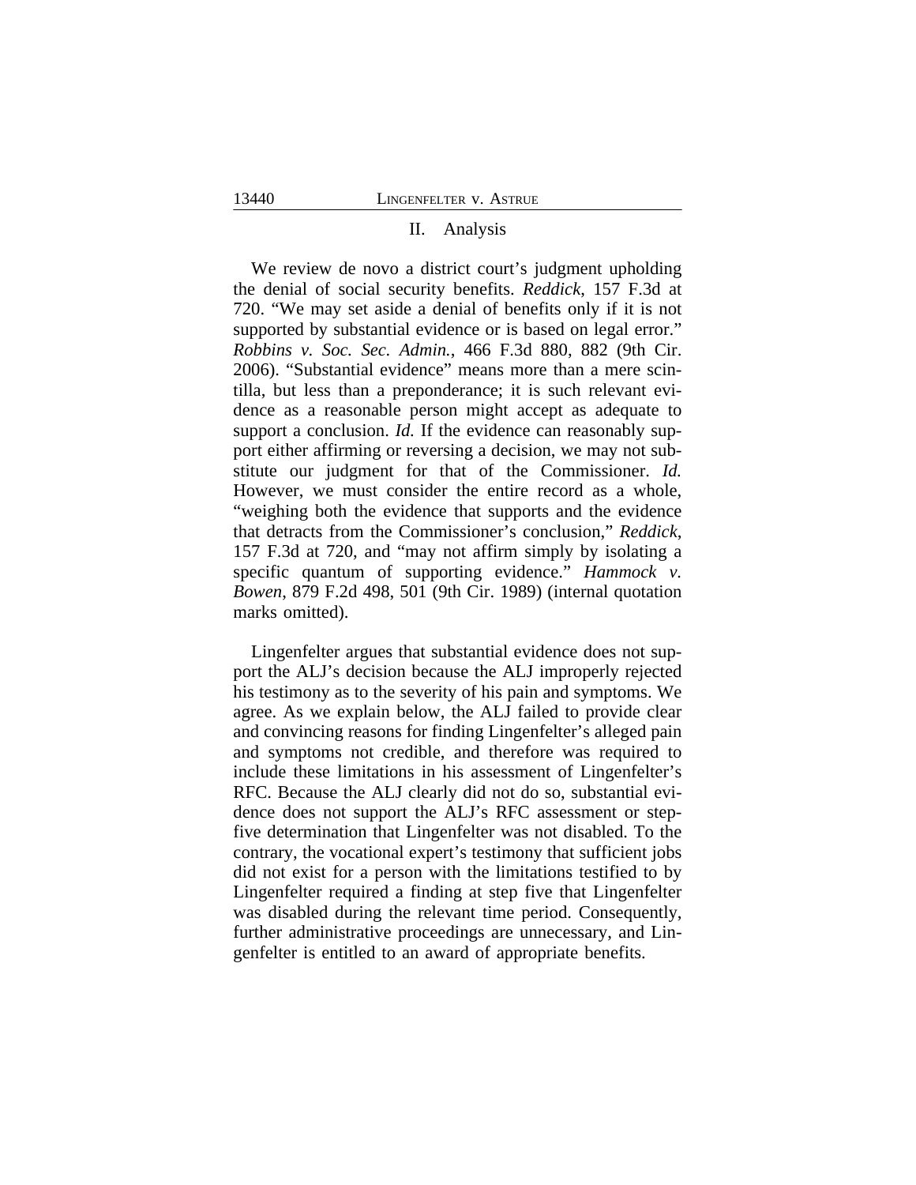## II. Analysis

We review de novo a district court's judgment upholding the denial of social security benefits. *Reddick*, 157 F.3d at 720. "We may set aside a denial of benefits only if it is not supported by substantial evidence or is based on legal error." *Robbins v. Soc. Sec. Admin.*, 466 F.3d 880, 882 (9th Cir. 2006). "Substantial evidence" means more than a mere scintilla, but less than a preponderance; it is such relevant evidence as a reasonable person might accept as adequate to support a conclusion. *Id.* If the evidence can reasonably support either affirming or reversing a decision, we may not substitute our judgment for that of the Commissioner. *Id.* However, we must consider the entire record as a whole, "weighing both the evidence that supports and the evidence that detracts from the Commissioner's conclusion," *Reddick*, 157 F.3d at 720, and "may not affirm simply by isolating a specific quantum of supporting evidence." *Hammock v. Bowen*, 879 F.2d 498, 501 (9th Cir. 1989) (internal quotation marks omitted).

Lingenfelter argues that substantial evidence does not support the ALJ's decision because the ALJ improperly rejected his testimony as to the severity of his pain and symptoms. We agree. As we explain below, the ALJ failed to provide clear and convincing reasons for finding Lingenfelter's alleged pain and symptoms not credible, and therefore was required to include these limitations in his assessment of Lingenfelter's RFC. Because the ALJ clearly did not do so, substantial evidence does not support the ALJ's RFC assessment or step-five determination that Lingenfelter was not disabled. To the contrary, the vocational expert's testimony that sufficient jobs did not exist for a person with the limitations testified to by Lingenfelter required a finding at step five that Lingenfelter was disabled during the relevant time period. Consequently, further administrative proceedings are unnecessary, and Lingenfelter is entitled to an award of appropriate benefits.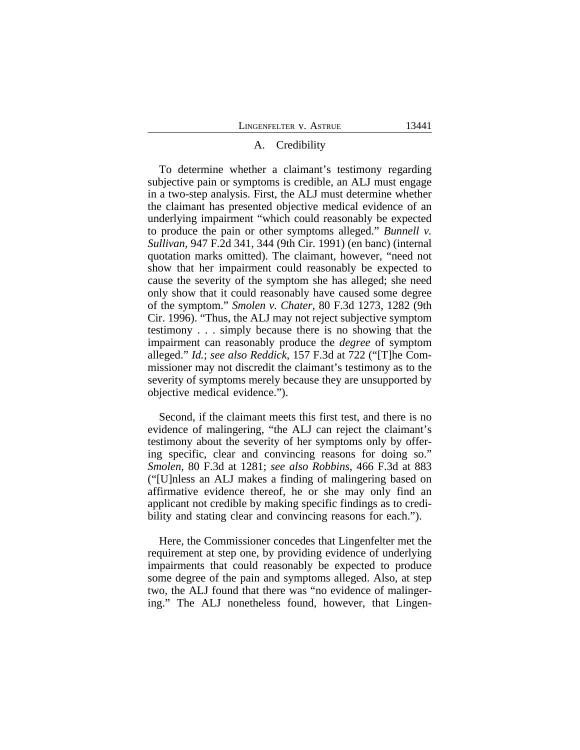### A. Credibility

To determine whether a claimant's testimony regarding subjective pain or symptoms is credible, an ALJ must engage in a two-step analysis. First, the ALJ must determine whether the claimant has presented objective medical evidence of an underlying impairment "which could reasonably be expected to produce the pain or other symptoms alleged." *Bunnell v. Sullivan*, 947 F.2d 341, 344 (9th Cir. 1991) (en banc) (internal quotation marks omitted). The claimant, however, "need not show that her impairment could reasonably be expected to cause the severity of the symptom she has alleged; she need only show that it could reasonably have caused some degree of the symptom." *Smolen v. Chater*, 80 F.3d 1273, 1282 (9th Cir. 1996). "Thus, the ALJ may not reject subjective symptom testimony . . . simply because there is no showing that the impairment can reasonably produce the *degree* of symptom alleged." *Id.*; *see also Reddick*, 157 F.3d at 722 ("[T]he Commissioner may not discredit the claimant's testimony as to the severity of symptoms merely because they are unsupported by objective medical evidence.").

Second, if the claimant meets this first test, and there is no evidence of malingering, "the ALJ can reject the claimant's testimony about the severity of her symptoms only by offering specific, clear and convincing reasons for doing so." *Smolen*, 80 F.3d at 1281; *see also Robbins*, 466 F.3d at 883 ("[U]nless an ALJ makes a finding of malingering based on affirmative evidence thereof, he or she may only find an applicant not credible by making specific findings as to credibility and stating clear and convincing reasons for each.").

Here, the Commissioner concedes that Lingenfelter met the requirement at step one, by providing evidence of underlying impairments that could reasonably be expected to produce some degree of the pain and symptoms alleged. Also, at step two, the ALJ found that there was "no evidence of malingering." The ALJ nonetheless found, however, that Lingen-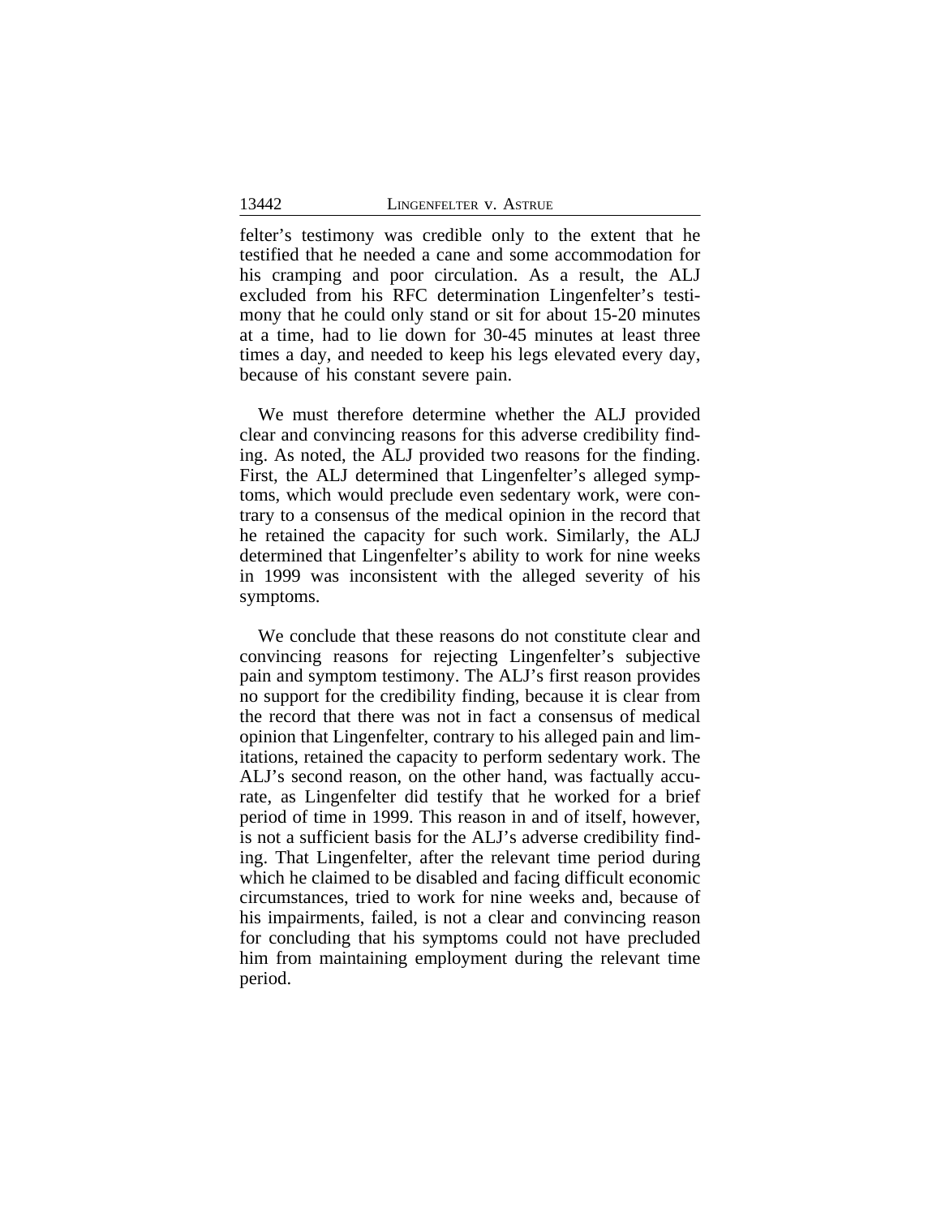felter's testimony was credible only to the extent that he testified that he needed a cane and some accommodation for his cramping and poor circulation. As a result, the ALJ excluded from his RFC determination Lingenfelter's testimony that he could only stand or sit for about 15-20 minutes at a time, had to lie down for 30-45 minutes at least three times a day, and needed to keep his legs elevated every day, because of his constant severe pain.

We must therefore determine whether the ALJ provided clear and convincing reasons for this adverse credibility finding. As noted, the ALJ provided two reasons for the finding. First, the ALJ determined that Lingenfelter's alleged symptoms, which would preclude even sedentary work, were contrary to a consensus of the medical opinion in the record that he retained the capacity for such work. Similarly, the ALJ determined that Lingenfelter's ability to work for nine weeks in 1999 was inconsistent with the alleged severity of his symptoms.

We conclude that these reasons do not constitute clear and convincing reasons for rejecting Lingenfelter's subjective pain and symptom testimony. The ALJ's first reason provides no support for the credibility finding, because it is clear from the record that there was not in fact a consensus of medical opinion that Lingenfelter, contrary to his alleged pain and limitations, retained the capacity to perform sedentary work. The ALJ's second reason, on the other hand, was factually accurate, as Lingenfelter did testify that he worked for a brief period of time in 1999. This reason in and of itself, however, is not a sufficient basis for the ALJ's adverse credibility finding. That Lingenfelter, after the relevant time period during which he claimed to be disabled and facing difficult economic circumstances, tried to work for nine weeks and, because of his impairments, failed, is not a clear and convincing reason for concluding that his symptoms could not have precluded him from maintaining employment during the relevant time period.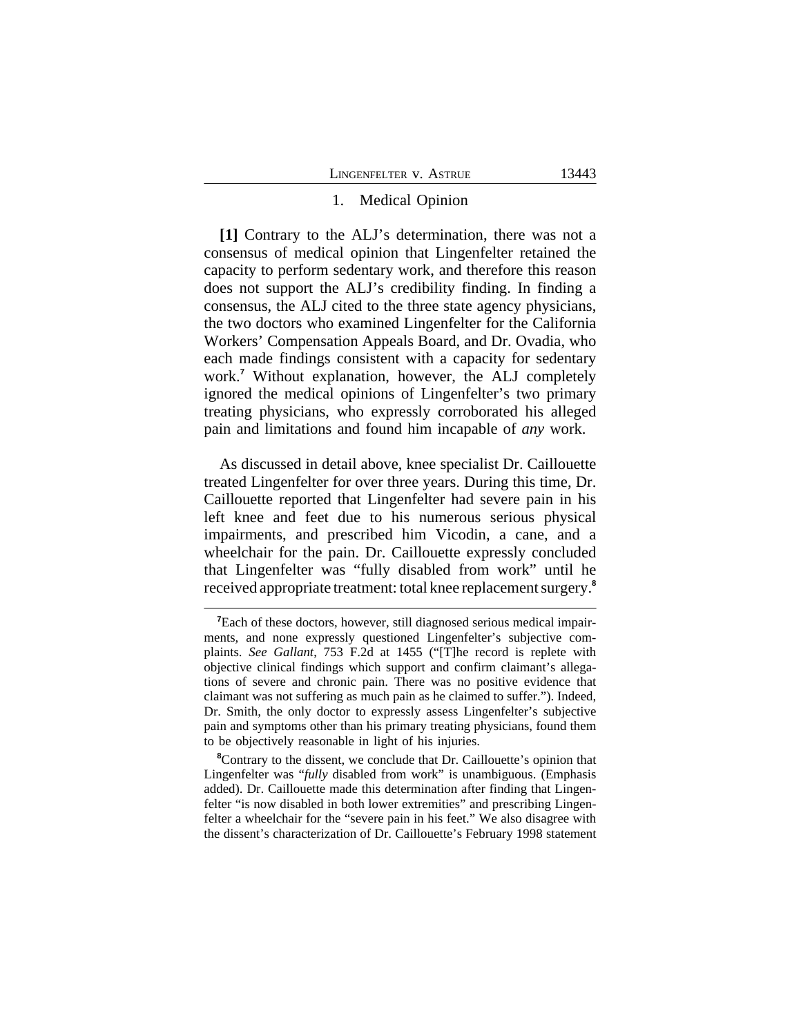### 1. Medical Opinion

**[1]** Contrary to the ALJ's determination, there was not a consensus of medical opinion that Lingenfelter retained the capacity to perform sedentary work, and therefore this reason does not support the ALJ's credibility finding. In finding a consensus, the ALJ cited to the three state agency physicians, the two doctors who examined Lingenfelter for the California Workers' Compensation Appeals Board, and Dr. Ovadia, who each made findings consistent with a capacity for sedentary work.[7] Without explanation, however, the ALJ completely ignored the medical opinions of Lingenfelter's two primary treating physicians, who expressly corroborated his alleged pain and limitations and found him incapable of *any* work.

As discussed in detail above, knee specialist Dr. Caillouette treated Lingenfelter for over three years. During this time, Dr. Caillouette reported that Lingenfelter had severe pain in his left knee and feet due to his numerous serious physical impairments, and prescribed him Vicodin, a cane, and a wheelchair for the pain. Dr. Caillouette expressly concluded that Lingenfelter was "fully disabled from work" until he received appropriate treatment: total knee replacement surgery.[8]

---

[7]Each of these doctors, however, still diagnosed serious medical impairments, and none expressly questioned Lingenfelter's subjective complaints. *See Gallant,* 753 F.2d at 1455 ("[T]he record is replete with objective clinical findings which support and confirm claimant's allegations of severe and chronic pain. There was no positive evidence that claimant was not suffering as much pain as he claimed to suffer."). Indeed, Dr. Smith, the only doctor to expressly assess Lingenfelter's subjective pain and symptoms other than his primary treating physicians, found them to be objectively reasonable in light of his injuries.

[8]Contrary to the dissent, we conclude that Dr. Caillouette's opinion that Lingenfelter was "*fully* disabled from work" is unambiguous. (Emphasis added). Dr. Caillouette made this determination after finding that Lingenfelter "is now disabled in both lower extremities" and prescribing Lingenfelter a wheelchair for the "severe pain in his feet." We also disagree with the dissent's characterization of Dr. Caillouette's February 1998 statement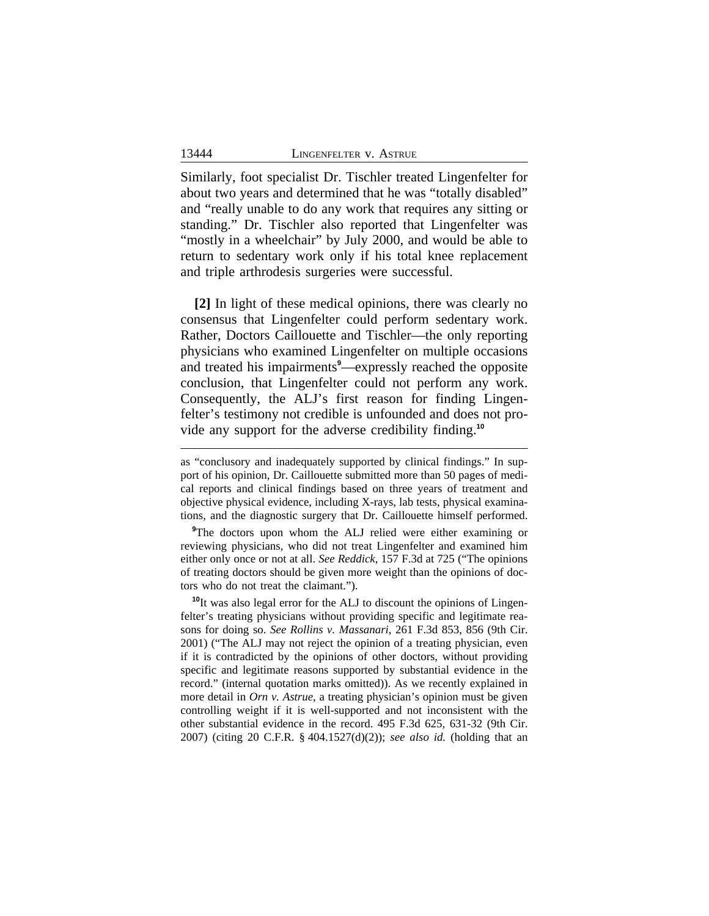Similarly, foot specialist Dr. Tischler treated Lingenfelter for about two years and determined that he was "totally disabled" and "really unable to do any work that requires any sitting or standing." Dr. Tischler also reported that Lingenfelter was "mostly in a wheelchair" by July 2000, and would be able to return to sedentary work only if his total knee replacement and triple arthrodesis surgeries were successful.

**[2]** In light of these medical opinions, there was clearly no consensus that Lingenfelter could perform sedentary work. Rather, Doctors Caillouette and Tischler—the only reporting physicians who examined Lingenfelter on multiple occasions and treated his impairments[9]—expressly reached the opposite conclusion, that Lingenfelter could not perform any work. Consequently, the ALJ's first reason for finding Lingenfelter's testimony not credible is unfounded and does not provide any support for the adverse credibility finding.[10]

---

as "conclusory and inadequately supported by clinical findings." In support of his opinion, Dr. Caillouette submitted more than 50 pages of medical reports and clinical findings based on three years of treatment and objective physical evidence, including X-rays, lab tests, physical examinations, and the diagnostic surgery that Dr. Caillouette himself performed.

[9]The doctors upon whom the ALJ relied were either examining or reviewing physicians, who did not treat Lingenfelter and examined him either only once or not at all. *See Reddick*, 157 F.3d at 725 ("The opinions of treating doctors should be given more weight than the opinions of doctors who do not treat the claimant.").

[10]It was also legal error for the ALJ to discount the opinions of Lingenfelter's treating physicians without providing specific and legitimate reasons for doing so. *See Rollins v. Massanari*, 261 F.3d 853, 856 (9th Cir. 2001) ("The ALJ may not reject the opinion of a treating physician, even if it is contradicted by the opinions of other doctors, without providing specific and legitimate reasons supported by substantial evidence in the record." (internal quotation marks omitted)). As we recently explained in more detail in *Orn v. Astrue*, a treating physician's opinion must be given controlling weight if it is well-supported and not inconsistent with the other substantial evidence in the record. 495 F.3d 625, 631-32 (9th Cir. 2007) (citing 20 C.F.R. § 404.1527(d)(2)); *see also id.* (holding that an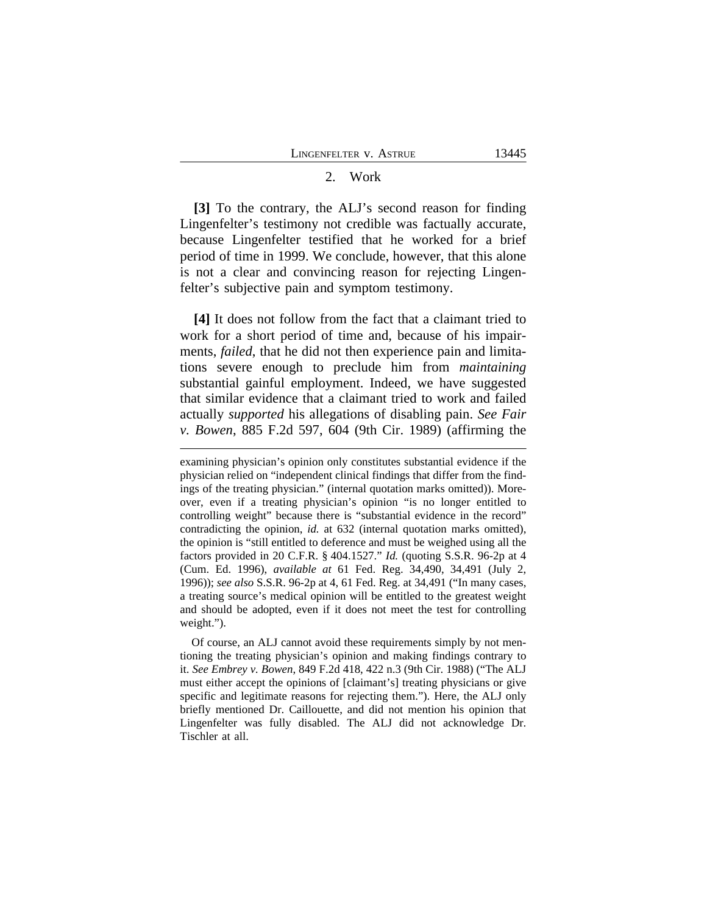### 2. Work

**[3]** To the contrary, the ALJ's second reason for finding Lingenfelter's testimony not credible was factually accurate, because Lingenfelter testified that he worked for a brief period of time in 1999. We conclude, however, that this alone is not a clear and convincing reason for rejecting Lingenfelter's subjective pain and symptom testimony.

**[4]** It does not follow from the fact that a claimant tried to work for a short period of time and, because of his impairments, *failed*, that he did not then experience pain and limitations severe enough to preclude him from *maintaining* substantial gainful employment. Indeed, we have suggested that similar evidence that a claimant tried to work and failed actually *supported* his allegations of disabling pain. *See Fair v. Bowen*, 885 F.2d 597, 604 (9th Cir. 1989) (affirming the

---

examining physician's opinion only constitutes substantial evidence if the physician relied on "independent clinical findings that differ from the findings of the treating physician." (internal quotation marks omitted)). Moreover, even if a treating physician's opinion "is no longer entitled to controlling weight" because there is "substantial evidence in the record" contradicting the opinion, *id.* at 632 (internal quotation marks omitted), the opinion is "still entitled to deference and must be weighed using all the factors provided in 20 C.F.R. § 404.1527." *Id.* (quoting S.S.R. 96-2p at 4 (Cum. Ed. 1996), *available at* 61 Fed. Reg. 34,490, 34,491 (July 2, 1996)); *see also* S.S.R. 96-2p at 4, 61 Fed. Reg. at 34,491 ("In many cases, a treating source's medical opinion will be entitled to the greatest weight and should be adopted, even if it does not meet the test for controlling weight.").

Of course, an ALJ cannot avoid these requirements simply by not mentioning the treating physician's opinion and making findings contrary to it. *See Embrey v. Bowen*, 849 F.2d 418, 422 n.3 (9th Cir. 1988) ("The ALJ must either accept the opinions of [claimant's] treating physicians or give specific and legitimate reasons for rejecting them."). Here, the ALJ only briefly mentioned Dr. Caillouette, and did not mention his opinion that Lingenfelter was fully disabled. The ALJ did not acknowledge Dr. Tischler at all.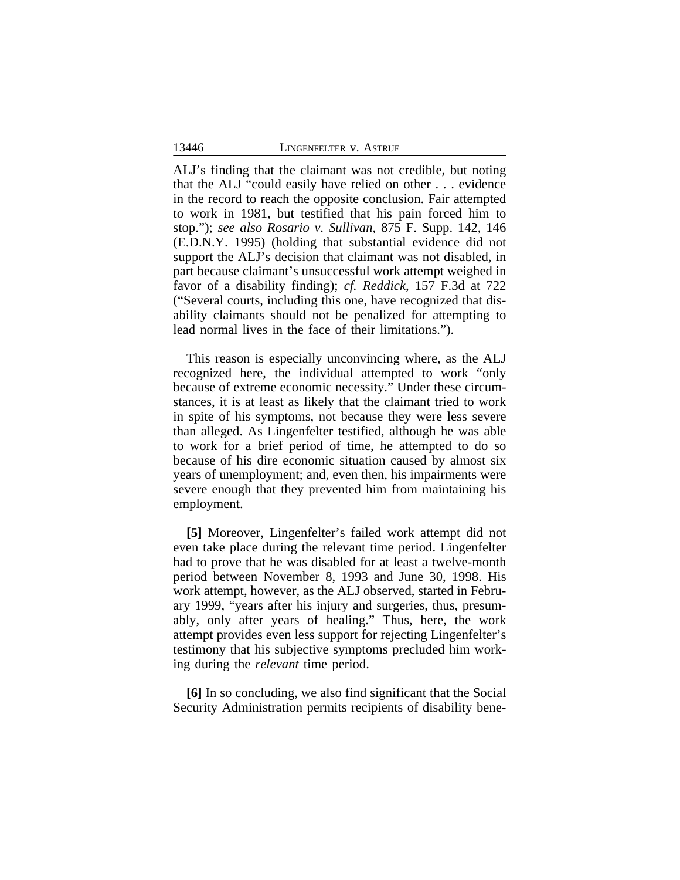ALJ's finding that the claimant was not credible, but noting that the ALJ "could easily have relied on other . . . evidence in the record to reach the opposite conclusion. Fair attempted to work in 1981, but testified that his pain forced him to stop."); *see also Rosario v. Sullivan*, 875 F. Supp. 142, 146 (E.D.N.Y. 1995) (holding that substantial evidence did not support the ALJ's decision that claimant was not disabled, in part because claimant's unsuccessful work attempt weighed in favor of a disability finding); *cf. Reddick*, 157 F.3d at 722 ("Several courts, including this one, have recognized that disability claimants should not be penalized for attempting to lead normal lives in the face of their limitations.").

This reason is especially unconvincing where, as the ALJ recognized here, the individual attempted to work "only because of extreme economic necessity." Under these circumstances, it is at least as likely that the claimant tried to work in spite of his symptoms, not because they were less severe than alleged. As Lingenfelter testified, although he was able to work for a brief period of time, he attempted to do so because of his dire economic situation caused by almost six years of unemployment; and, even then, his impairments were severe enough that they prevented him from maintaining his employment.

**[5]** Moreover, Lingenfelter's failed work attempt did not even take place during the relevant time period. Lingenfelter had to prove that he was disabled for at least a twelve-month period between November 8, 1993 and June 30, 1998. His work attempt, however, as the ALJ observed, started in February 1999, "years after his injury and surgeries, thus, presumably, only after years of healing." Thus, here, the work attempt provides even less support for rejecting Lingenfelter's testimony that his subjective symptoms precluded him working during the *relevant* time period.

**[6]** In so concluding, we also find significant that the Social Security Administration permits recipients of disability bene-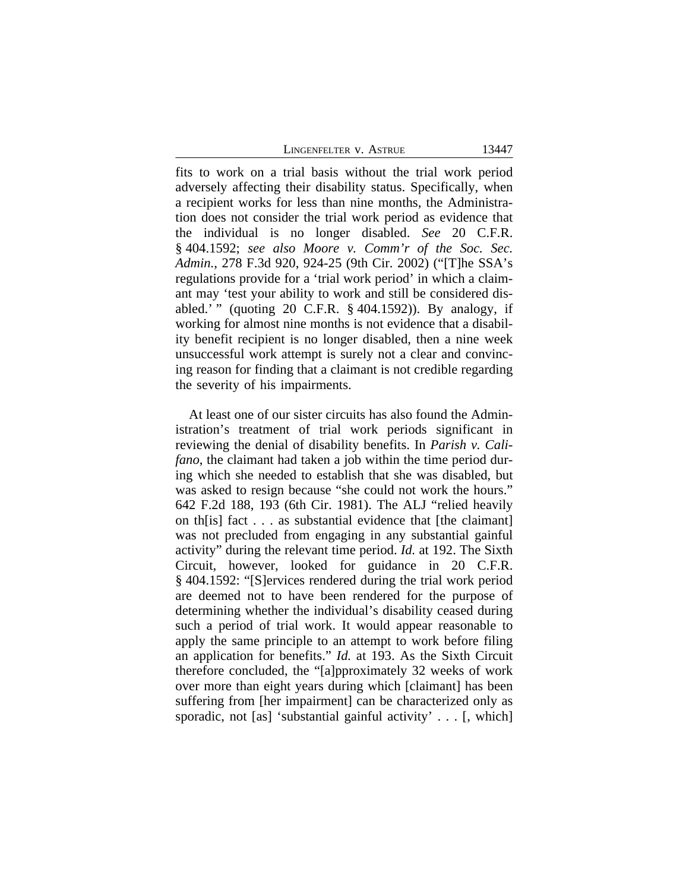fits to work on a trial basis without the trial work period adversely affecting their disability status. Specifically, when a recipient works for less than nine months, the Administration does not consider the trial work period as evidence that the individual is no longer disabled. *See* 20 C.F.R. § 404.1592; *see also Moore v. Comm'r of the Soc. Sec. Admin.*, 278 F.3d 920, 924-25 (9th Cir. 2002) ("[T]he SSA's regulations provide for a 'trial work period' in which a claimant may 'test your ability to work and still be considered disabled.' " (quoting 20 C.F.R. § 404.1592)). By analogy, if working for almost nine months is not evidence that a disability benefit recipient is no longer disabled, then a nine week unsuccessful work attempt is surely not a clear and convincing reason for finding that a claimant is not credible regarding the severity of his impairments.

At least one of our sister circuits has also found the Administration's treatment of trial work periods significant in reviewing the denial of disability benefits. In *Parish v. Califano*, the claimant had taken a job within the time period during which she needed to establish that she was disabled, but was asked to resign because "she could not work the hours." 642 F.2d 188, 193 (6th Cir. 1981). The ALJ "relied heavily on th[is] fact . . . as substantial evidence that [the claimant] was not precluded from engaging in any substantial gainful activity" during the relevant time period. *Id.* at 192. The Sixth Circuit, however, looked for guidance in 20 C.F.R. § 404.1592: "[S]ervices rendered during the trial work period are deemed not to have been rendered for the purpose of determining whether the individual's disability ceased during such a period of trial work. It would appear reasonable to apply the same principle to an attempt to work before filing an application for benefits." *Id.* at 193. As the Sixth Circuit therefore concluded, the "[a]pproximately 32 weeks of work over more than eight years during which [claimant] has been suffering from [her impairment] can be characterized only as sporadic, not [as] 'substantial gainful activity' . . . [, which]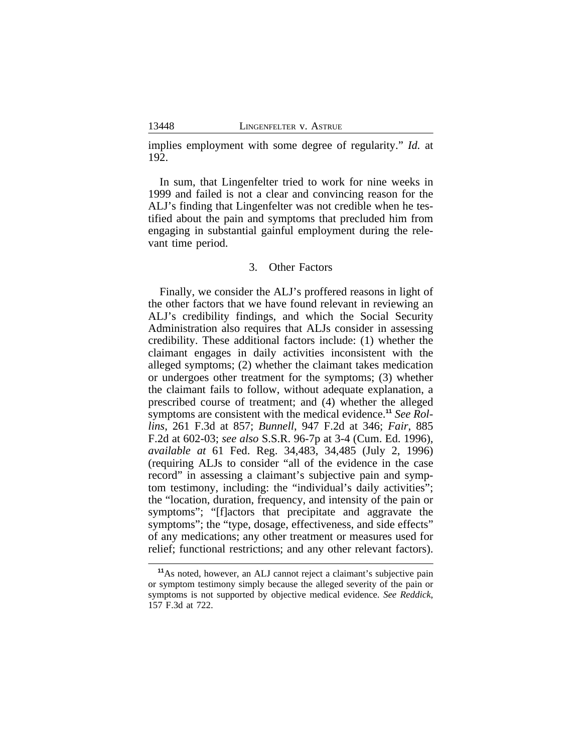implies employment with some degree of regularity." *Id.* at 192.

In sum, that Lingenfelter tried to work for nine weeks in 1999 and failed is not a clear and convincing reason for the ALJ's finding that Lingenfelter was not credible when he testified about the pain and symptoms that precluded him from engaging in substantial gainful employment during the relevant time period.

### 3. Other Factors

Finally, we consider the ALJ's proffered reasons in light of the other factors that we have found relevant in reviewing an ALJ's credibility findings, and which the Social Security Administration also requires that ALJs consider in assessing credibility. These additional factors include: (1) whether the claimant engages in daily activities inconsistent with the alleged symptoms; (2) whether the claimant takes medication or undergoes other treatment for the symptoms; (3) whether the claimant fails to follow, without adequate explanation, a prescribed course of treatment; and (4) whether the alleged symptoms are consistent with the medical evidence.[11] *See Rollins*, 261 F.3d at 857; *Bunnell*, 947 F.2d at 346; *Fair*, 885 F.2d at 602-03; *see also* S.S.R. 96-7p at 3-4 (Cum. Ed. 1996), *available at* 61 Fed. Reg. 34,483, 34,485 (July 2, 1996) (requiring ALJs to consider "all of the evidence in the case record" in assessing a claimant's subjective pain and symptom testimony, including: the "individual's daily activities"; the "location, duration, frequency, and intensity of the pain or symptoms"; "[f]actors that precipitate and aggravate the symptoms"; the "type, dosage, effectiveness, and side effects" of any medications; any other treatment or measures used for relief; functional restrictions; and any other relevant factors).

[11]As noted, however, an ALJ cannot reject a claimant's subjective pain or symptom testimony simply because the alleged severity of the pain or symptoms is not supported by objective medical evidence. *See Reddick*, 157 F.3d at 722.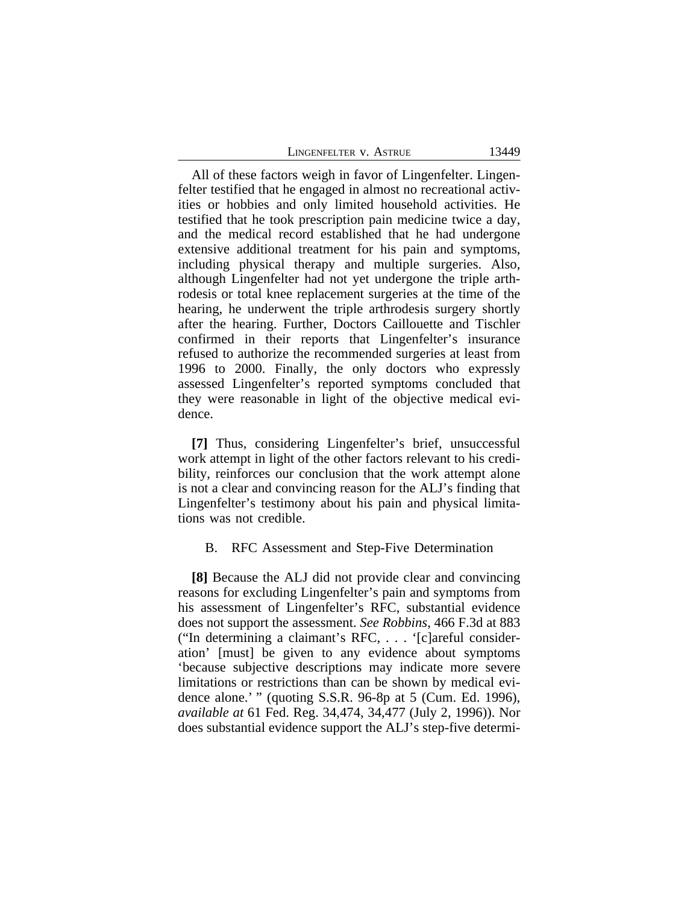All of these factors weigh in favor of Lingenfelter. Lingenfelter testified that he engaged in almost no recreational activities or hobbies and only limited household activities. He testified that he took prescription pain medicine twice a day, and the medical record established that he had undergone extensive additional treatment for his pain and symptoms, including physical therapy and multiple surgeries. Also, although Lingenfelter had not yet undergone the triple arthrodesis or total knee replacement surgeries at the time of the hearing, he underwent the triple arthrodesis surgery shortly after the hearing. Further, Doctors Caillouette and Tischler confirmed in their reports that Lingenfelter's insurance refused to authorize the recommended surgeries at least from 1996 to 2000. Finally, the only doctors who expressly assessed Lingenfelter's reported symptoms concluded that they were reasonable in light of the objective medical evidence.

**[7]** Thus, considering Lingenfelter's brief, unsuccessful work attempt in light of the other factors relevant to his credibility, reinforces our conclusion that the work attempt alone is not a clear and convincing reason for the ALJ's finding that Lingenfelter's testimony about his pain and physical limitations was not credible.

### B. RFC Assessment and Step-Five Determination

**[8]** Because the ALJ did not provide clear and convincing reasons for excluding Lingenfelter's pain and symptoms from his assessment of Lingenfelter's RFC, substantial evidence does not support the assessment. *See Robbins*, 466 F.3d at 883 ("In determining a claimant's RFC, . . . '[c]areful consideration' [must] be given to any evidence about symptoms 'because subjective descriptions may indicate more severe limitations or restrictions than can be shown by medical evidence alone.' " (quoting S.S.R. 96-8p at 5 (Cum. Ed. 1996), *available at* 61 Fed. Reg. 34,474, 34,477 (July 2, 1996)). Nor does substantial evidence support the ALJ's step-five determi-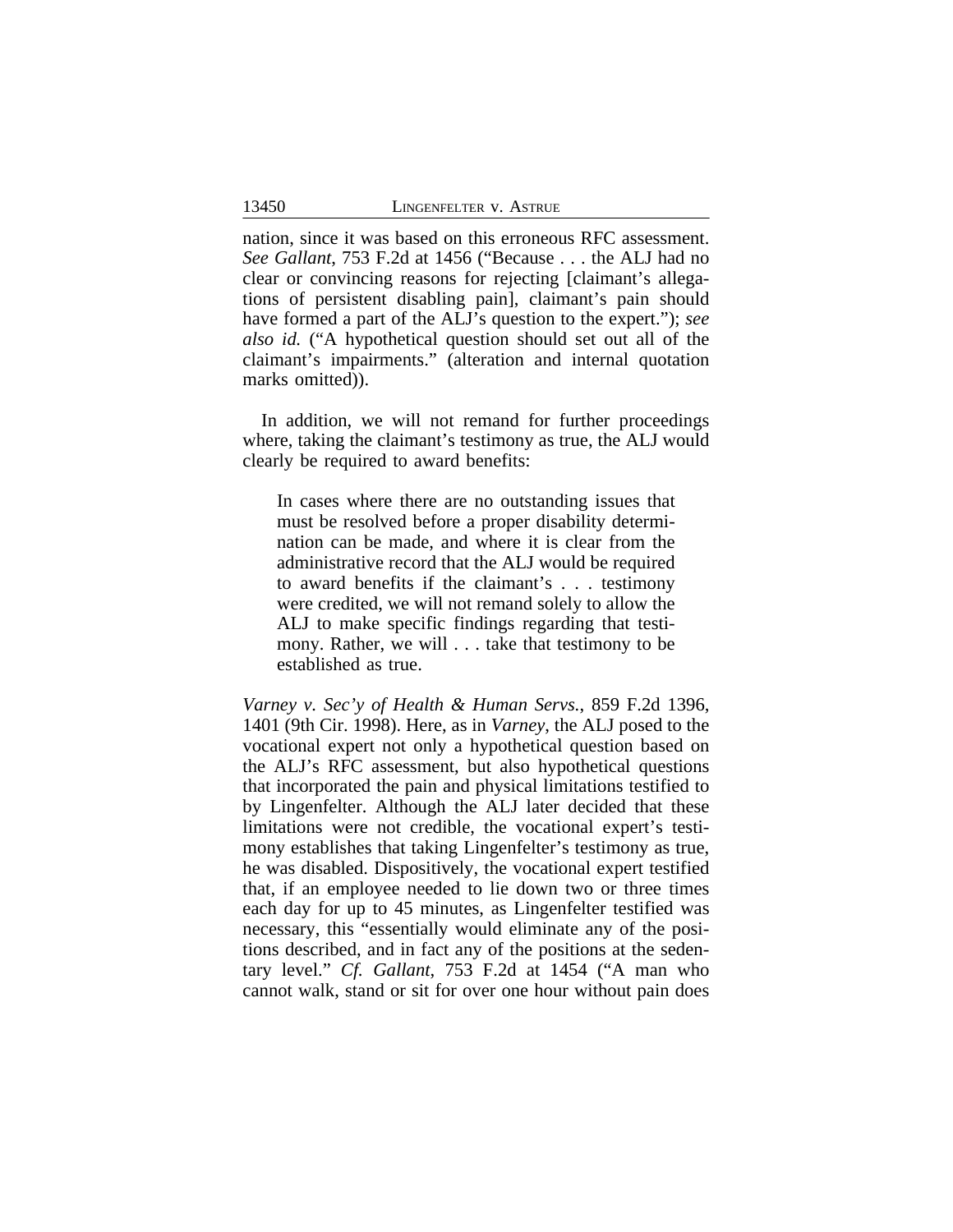nation, since it was based on this erroneous RFC assessment. *See Gallant*, 753 F.2d at 1456 ("Because . . . the ALJ had no clear or convincing reasons for rejecting [claimant's allegations of persistent disabling pain], claimant's pain should have formed a part of the ALJ's question to the expert."); *see also id.* ("A hypothetical question should set out all of the claimant's impairments." (alteration and internal quotation marks omitted)).

In addition, we will not remand for further proceedings where, taking the claimant's testimony as true, the ALJ would clearly be required to award benefits:

> In cases where there are no outstanding issues that must be resolved before a proper disability determination can be made, and where it is clear from the administrative record that the ALJ would be required to award benefits if the claimant's . . . testimony were credited, we will not remand solely to allow the ALJ to make specific findings regarding that testimony. Rather, we will . . . take that testimony to be established as true.

*Varney v. Sec'y of Health & Human Servs.*, 859 F.2d 1396, 1401 (9th Cir. 1998). Here, as in *Varney*, the ALJ posed to the vocational expert not only a hypothetical question based on the ALJ's RFC assessment, but also hypothetical questions that incorporated the pain and physical limitations testified to by Lingenfelter. Although the ALJ later decided that these limitations were not credible, the vocational expert's testimony establishes that taking Lingenfelter's testimony as true, he was disabled. Dispositively, the vocational expert testified that, if an employee needed to lie down two or three times each day for up to 45 minutes, as Lingenfelter testified was necessary, this "essentially would eliminate any of the positions described, and in fact any of the positions at the sedentary level." *Cf. Gallant*, 753 F.2d at 1454 ("A man who cannot walk, stand or sit for over one hour without pain does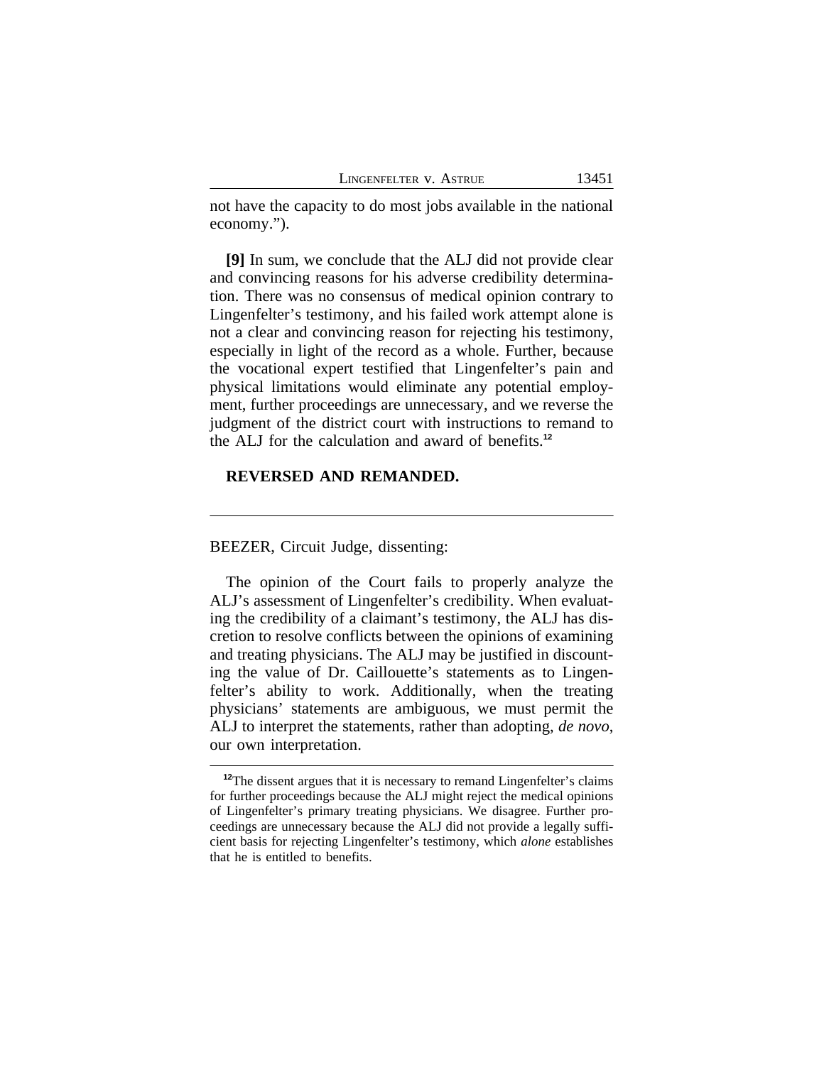not have the capacity to do most jobs available in the national economy.").

**[9]** In sum, we conclude that the ALJ did not provide clear and convincing reasons for his adverse credibility determination. There was no consensus of medical opinion contrary to Lingenfelter's testimony, and his failed work attempt alone is not a clear and convincing reason for rejecting his testimony, especially in light of the record as a whole. Further, because the vocational expert testified that Lingenfelter's pain and physical limitations would eliminate any potential employment, further proceedings are unnecessary, and we reverse the judgment of the district court with instructions to remand to the ALJ for the calculation and award of benefits.[12]

**REVERSED AND REMANDED.**

---

BEEZER, Circuit Judge, dissenting:

The opinion of the Court fails to properly analyze the ALJ's assessment of Lingenfelter's credibility. When evaluating the credibility of a claimant's testimony, the ALJ has discretion to resolve conflicts between the opinions of examining and treating physicians. The ALJ may be justified in discounting the value of Dr. Caillouette's statements as to Lingenfelter's ability to work. Additionally, when the treating physicians' statements are ambiguous, we must permit the ALJ to interpret the statements, rather than adopting, *de novo*, our own interpretation.

---

[12]The dissent argues that it is necessary to remand Lingenfelter's claims for further proceedings because the ALJ might reject the medical opinions of Lingenfelter's primary treating physicians. We disagree. Further proceedings are unnecessary because the ALJ did not provide a legally sufficient basis for rejecting Lingenfelter's testimony, which *alone* establishes that he is entitled to benefits.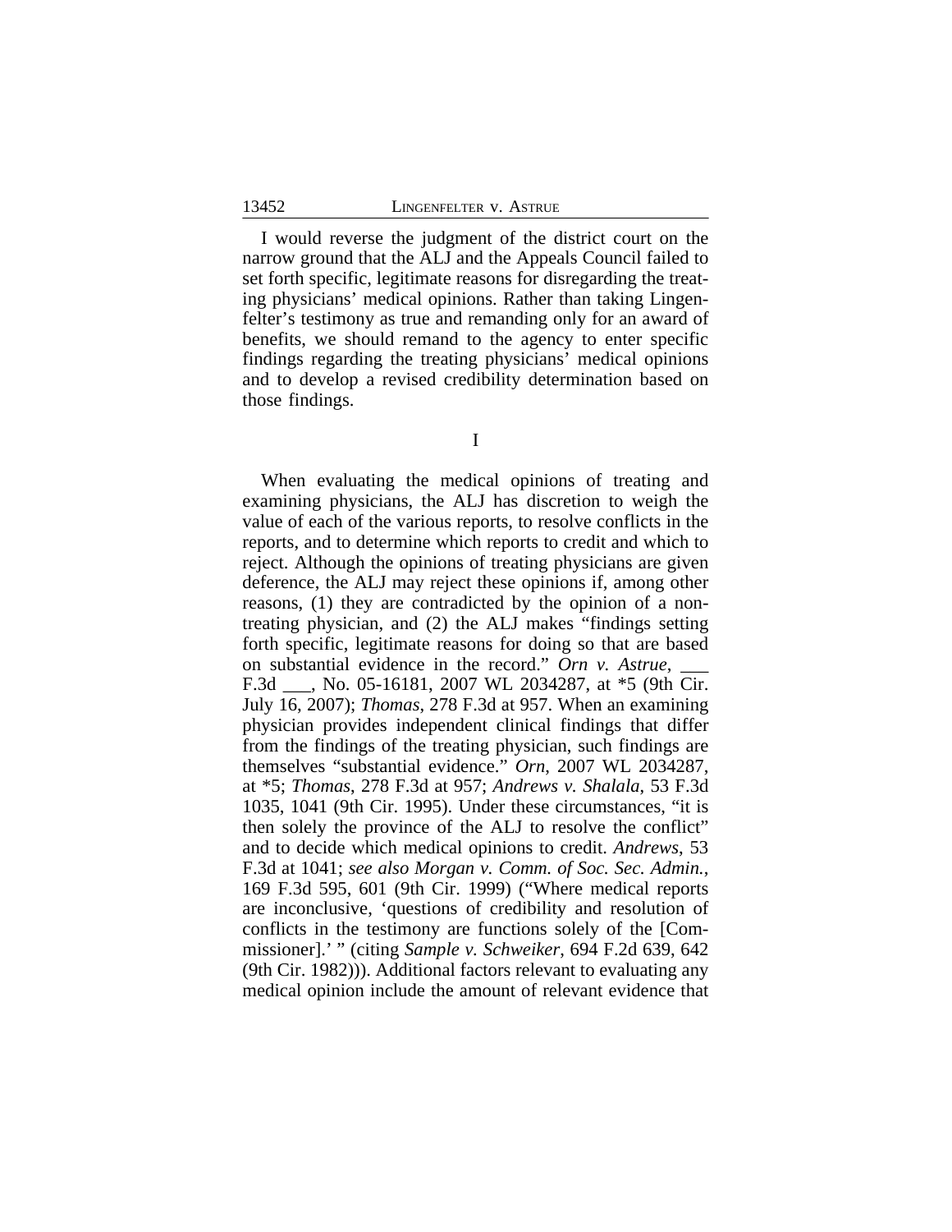I would reverse the judgment of the district court on the narrow ground that the ALJ and the Appeals Council failed to set forth specific, legitimate reasons for disregarding the treating physicians' medical opinions. Rather than taking Lingenfelter's testimony as true and remanding only for an award of benefits, we should remand to the agency to enter specific findings regarding the treating physicians' medical opinions and to develop a revised credibility determination based on those findings.

I

When evaluating the medical opinions of treating and examining physicians, the ALJ has discretion to weigh the value of each of the various reports, to resolve conflicts in the reports, and to determine which reports to credit and which to reject. Although the opinions of treating physicians are given deference, the ALJ may reject these opinions if, among other reasons, (1) they are contradicted by the opinion of a non-treating physician, and (2) the ALJ makes "findings setting forth specific, legitimate reasons for doing so that are based on substantial evidence in the record." *Orn v. Astrue*, ___ F.3d ___, No. 05-16181, 2007 WL 2034287, at *5 (9th Cir. July 16, 2007); *Thomas*, 278 F.3d at 957. When an examining physician provides independent clinical findings that differ from the findings of the treating physician, such findings are themselves "substantial evidence." *Orn*, 2007 WL 2034287, at *5; *Thomas*, 278 F.3d at 957; *Andrews v. Shalala*, 53 F.3d 1035, 1041 (9th Cir. 1995). Under these circumstances, "it is then solely the province of the ALJ to resolve the conflict" and to decide which medical opinions to credit. *Andrews*, 53 F.3d at 1041; *see also Morgan v. Comm. of Soc. Sec. Admin.*, 169 F.3d 595, 601 (9th Cir. 1999) ("Where medical reports are inconclusive, 'questions of credibility and resolution of conflicts in the testimony are functions solely of the [Commissioner].' " (citing *Sample v. Schweiker*, 694 F.2d 639, 642 (9th Cir. 1982))). Additional factors relevant to evaluating any medical opinion include the amount of relevant evidence that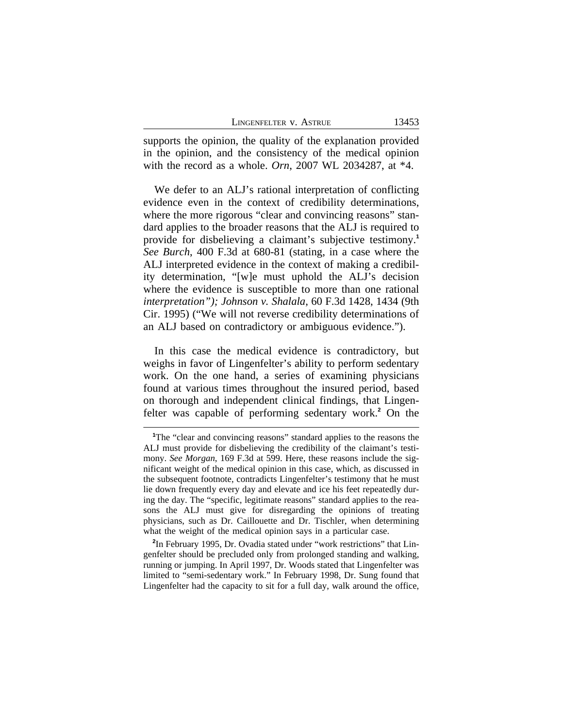supports the opinion, the quality of the explanation provided in the opinion, and the consistency of the medical opinion with the record as a whole. *Orn*, 2007 WL 2034287, at *4.

We defer to an ALJ's rational interpretation of conflicting evidence even in the context of credibility determinations, where the more rigorous "clear and convincing reasons" standard applies to the broader reasons that the ALJ is required to provide for disbelieving a claimant's subjective testimony.[1] *See Burch*, 400 F.3d at 680-81 (stating, in a case where the ALJ interpreted evidence in the context of making a credibility determination, "[w]e must uphold the ALJ's decision where the evidence is susceptible to more than one rational *interpretation"); Johnson v. Shalala*, 60 F.3d 1428, 1434 (9th Cir. 1995) ("We will not reverse credibility determinations of an ALJ based on contradictory or ambiguous evidence.").

In this case the medical evidence is contradictory, but weighs in favor of Lingenfelter's ability to perform sedentary work. On the one hand, a series of examining physicians found at various times throughout the insured period, based on thorough and independent clinical findings, that Lingenfelter was capable of performing sedentary work.[2] On the

---

[1]The "clear and convincing reasons" standard applies to the reasons the ALJ must provide for disbelieving the credibility of the claimant's testimony. *See Morgan*, 169 F.3d at 599. Here, these reasons include the significant weight of the medical opinion in this case, which, as discussed in the subsequent footnote, contradicts Lingenfelter's testimony that he must lie down frequently every day and elevate and ice his feet repeatedly during the day. The "specific, legitimate reasons" standard applies to the reasons the ALJ must give for disregarding the opinions of treating physicians, such as Dr. Caillouette and Dr. Tischler, when determining what the weight of the medical opinion says in a particular case.

[2]In February 1995, Dr. Ovadia stated under "work restrictions" that Lingenfelter should be precluded only from prolonged standing and walking, running or jumping. In April 1997, Dr. Woods stated that Lingenfelter was limited to "semi-sedentary work." In February 1998, Dr. Sung found that Lingenfelter had the capacity to sit for a full day, walk around the office,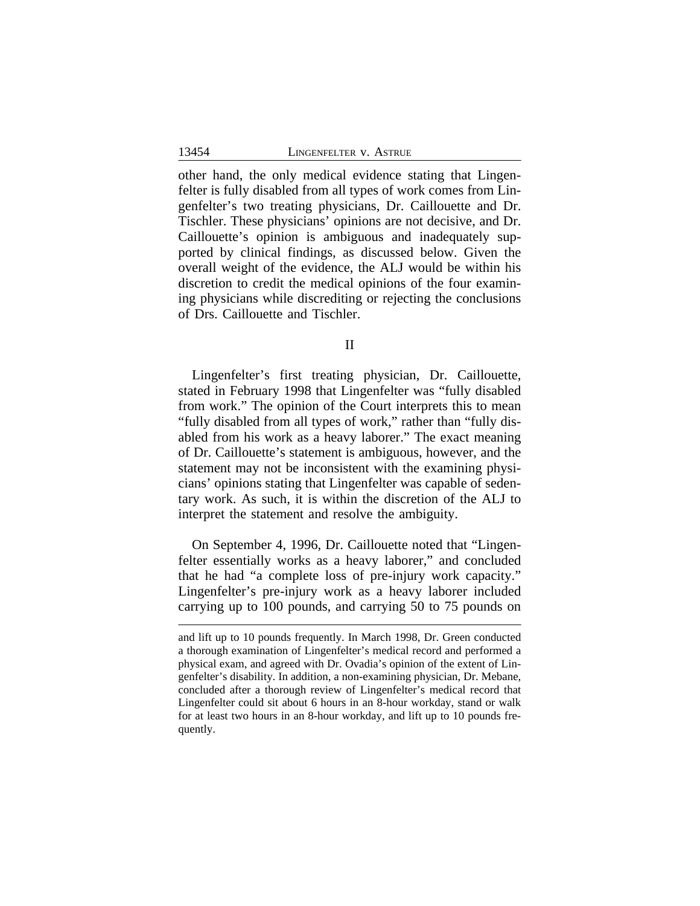other hand, the only medical evidence stating that Lingenfelter is fully disabled from all types of work comes from Lingenfelter's two treating physicians, Dr. Caillouette and Dr. Tischler. These physicians' opinions are not decisive, and Dr. Caillouette's opinion is ambiguous and inadequately supported by clinical findings, as discussed below. Given the overall weight of the evidence, the ALJ would be within his discretion to credit the medical opinions of the four examining physicians while discrediting or rejecting the conclusions of Drs. Caillouette and Tischler.

II

Lingenfelter's first treating physician, Dr. Caillouette, stated in February 1998 that Lingenfelter was "fully disabled from work." The opinion of the Court interprets this to mean "fully disabled from all types of work," rather than "fully disabled from his work as a heavy laborer." The exact meaning of Dr. Caillouette's statement is ambiguous, however, and the statement may not be inconsistent with the examining physicians' opinions stating that Lingenfelter was capable of sedentary work. As such, it is within the discretion of the ALJ to interpret the statement and resolve the ambiguity.

On September 4, 1996, Dr. Caillouette noted that "Lingenfelter essentially works as a heavy laborer," and concluded that he had "a complete loss of pre-injury work capacity." Lingenfelter's pre-injury work as a heavy laborer included carrying up to 100 pounds, and carrying 50 to 75 pounds on

---

and lift up to 10 pounds frequently. In March 1998, Dr. Green conducted a thorough examination of Lingenfelter's medical record and performed a physical exam, and agreed with Dr. Ovadia's opinion of the extent of Lingenfelter's disability. In addition, a non-examining physician, Dr. Mebane, concluded after a thorough review of Lingenfelter's medical record that Lingenfelter could sit about 6 hours in an 8-hour workday, stand or walk for at least two hours in an 8-hour workday, and lift up to 10 pounds frequently.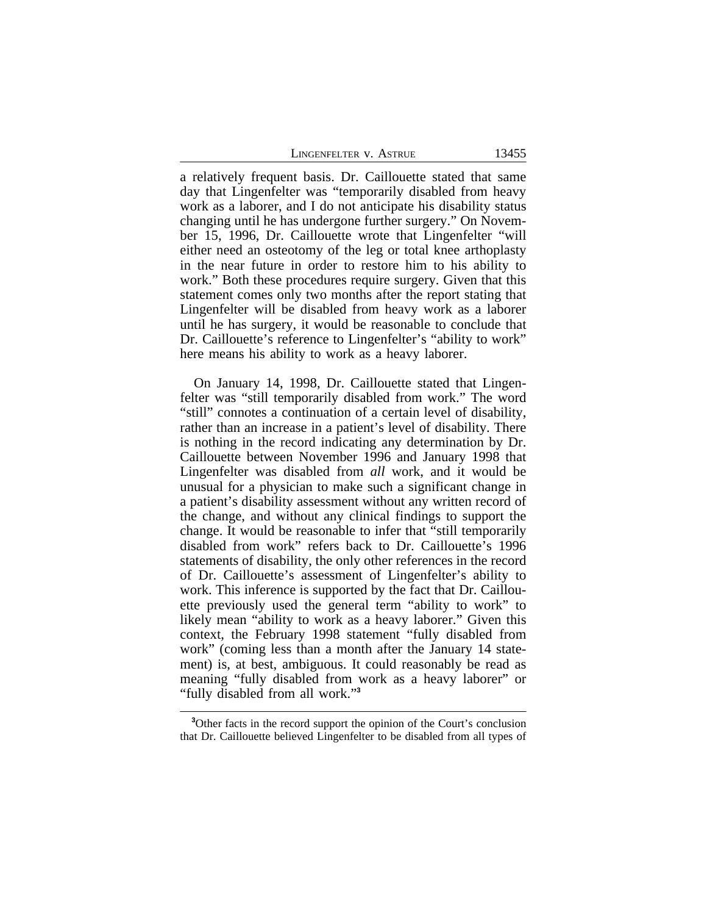a relatively frequent basis. Dr. Caillouette stated that same day that Lingenfelter was "temporarily disabled from heavy work as a laborer, and I do not anticipate his disability status changing until he has undergone further surgery." On November 15, 1996, Dr. Caillouette wrote that Lingenfelter "will either need an osteotomy of the leg or total knee arthoplasty in the near future in order to restore him to his ability to work." Both these procedures require surgery. Given that this statement comes only two months after the report stating that Lingenfelter will be disabled from heavy work as a laborer until he has surgery, it would be reasonable to conclude that Dr. Caillouette's reference to Lingenfelter's "ability to work" here means his ability to work as a heavy laborer.

On January 14, 1998, Dr. Caillouette stated that Lingenfelter was "still temporarily disabled from work." The word "still" connotes a continuation of a certain level of disability, rather than an increase in a patient's level of disability. There is nothing in the record indicating any determination by Dr. Caillouette between November 1996 and January 1998 that Lingenfelter was disabled from *all* work, and it would be unusual for a physician to make such a significant change in a patient's disability assessment without any written record of the change, and without any clinical findings to support the change. It would be reasonable to infer that "still temporarily disabled from work" refers back to Dr. Caillouette's 1996 statements of disability, the only other references in the record of Dr. Caillouette's assessment of Lingenfelter's ability to work. This inference is supported by the fact that Dr. Caillouette previously used the general term "ability to work" to likely mean "ability to work as a heavy laborer." Given this context, the February 1998 statement "fully disabled from work" (coming less than a month after the January 14 statement) is, at best, ambiguous. It could reasonably be read as meaning "fully disabled from work as a heavy laborer" or "fully disabled from all work."[3]

---

[3]Other facts in the record support the opinion of the Court's conclusion that Dr. Caillouette believed Lingenfelter to be disabled from all types of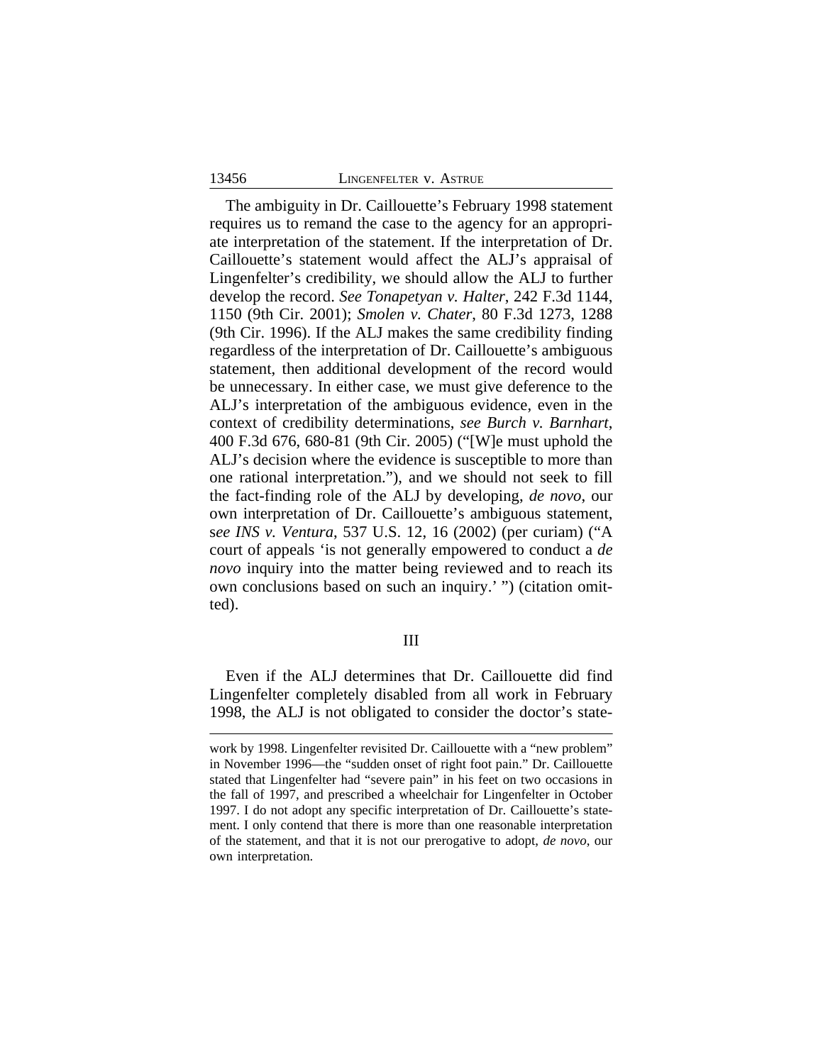The ambiguity in Dr. Caillouette's February 1998 statement requires us to remand the case to the agency for an appropriate interpretation of the statement. If the interpretation of Dr. Caillouette's statement would affect the ALJ's appraisal of Lingenfelter's credibility, we should allow the ALJ to further develop the record. *See Tonapetyan v. Halter*, 242 F.3d 1144, 1150 (9th Cir. 2001); *Smolen v. Chater*, 80 F.3d 1273, 1288 (9th Cir. 1996). If the ALJ makes the same credibility finding regardless of the interpretation of Dr. Caillouette's ambiguous statement, then additional development of the record would be unnecessary. In either case, we must give deference to the ALJ's interpretation of the ambiguous evidence, even in the context of credibility determinations, *see Burch v. Barnhart*, 400 F.3d 676, 680-81 (9th Cir. 2005) ("[W]e must uphold the ALJ's decision where the evidence is susceptible to more than one rational interpretation."), and we should not seek to fill the fact-finding role of the ALJ by developing, *de novo*, our own interpretation of Dr. Caillouette's ambiguous statement, s*ee INS v. Ventura*, 537 U.S. 12, 16 (2002) (per curiam) ("A court of appeals 'is not generally empowered to conduct a *de novo* inquiry into the matter being reviewed and to reach its own conclusions based on such an inquiry.' ") (citation omitted).

## III

Even if the ALJ determines that Dr. Caillouette did find Lingenfelter completely disabled from all work in February 1998, the ALJ is not obligated to consider the doctor's state-

work by 1998. Lingenfelter revisited Dr. Caillouette with a "new problem" in November 1996—the "sudden onset of right foot pain." Dr. Caillouette stated that Lingenfelter had "severe pain" in his feet on two occasions in the fall of 1997, and prescribed a wheelchair for Lingenfelter in October 1997. I do not adopt any specific interpretation of Dr. Caillouette's statement. I only contend that there is more than one reasonable interpretation of the statement, and that it is not our prerogative to adopt, *de novo*, our own interpretation.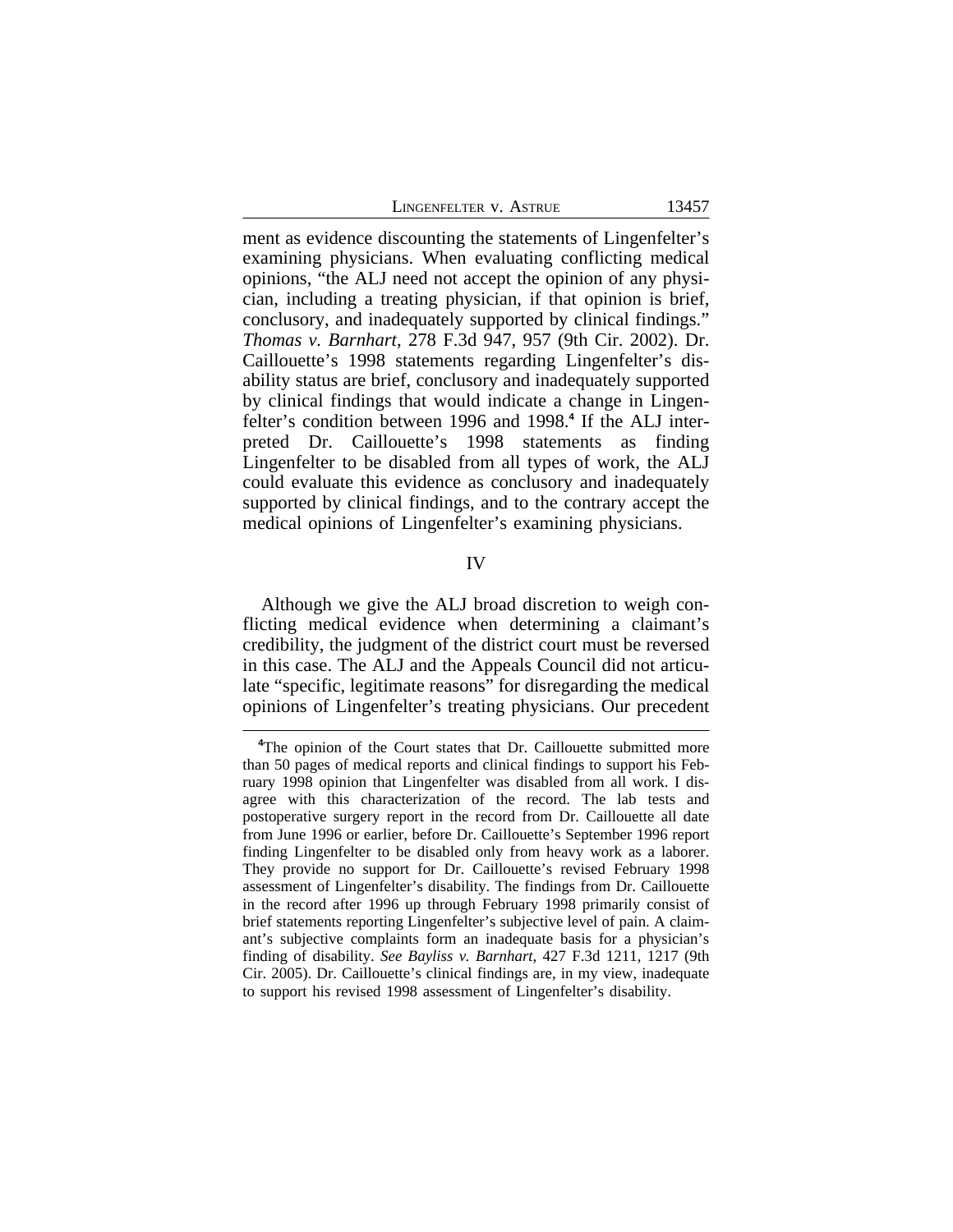ment as evidence discounting the statements of Lingenfelter's examining physicians. When evaluating conflicting medical opinions, "the ALJ need not accept the opinion of any physician, including a treating physician, if that opinion is brief, conclusory, and inadequately supported by clinical findings." *Thomas v. Barnhart*, 278 F.3d 947, 957 (9th Cir. 2002). Dr. Caillouette's 1998 statements regarding Lingenfelter's disability status are brief, conclusory and inadequately supported by clinical findings that would indicate a change in Lingenfelter's condition between 1996 and 1998.[4] If the ALJ interpreted Dr. Caillouette's 1998 statements as finding Lingenfelter to be disabled from all types of work, the ALJ could evaluate this evidence as conclusory and inadequately supported by clinical findings, and to the contrary accept the medical opinions of Lingenfelter's examining physicians.

## IV

Although we give the ALJ broad discretion to weigh conflicting medical evidence when determining a claimant's credibility, the judgment of the district court must be reversed in this case. The ALJ and the Appeals Council did not articulate "specific, legitimate reasons" for disregarding the medical opinions of Lingenfelter's treating physicians. Our precedent

---

[4]The opinion of the Court states that Dr. Caillouette submitted more than 50 pages of medical reports and clinical findings to support his February 1998 opinion that Lingenfelter was disabled from all work. I disagree with this characterization of the record. The lab tests and postoperative surgery report in the record from Dr. Caillouette all date from June 1996 or earlier, before Dr. Caillouette's September 1996 report finding Lingenfelter to be disabled only from heavy work as a laborer. They provide no support for Dr. Caillouette's revised February 1998 assessment of Lingenfelter's disability. The findings from Dr. Caillouette in the record after 1996 up through February 1998 primarily consist of brief statements reporting Lingenfelter's subjective level of pain. A claimant's subjective complaints form an inadequate basis for a physician's finding of disability. *See Bayliss v. Barnhart*, 427 F.3d 1211, 1217 (9th Cir. 2005). Dr. Caillouette's clinical findings are, in my view, inadequate to support his revised 1998 assessment of Lingenfelter's disability.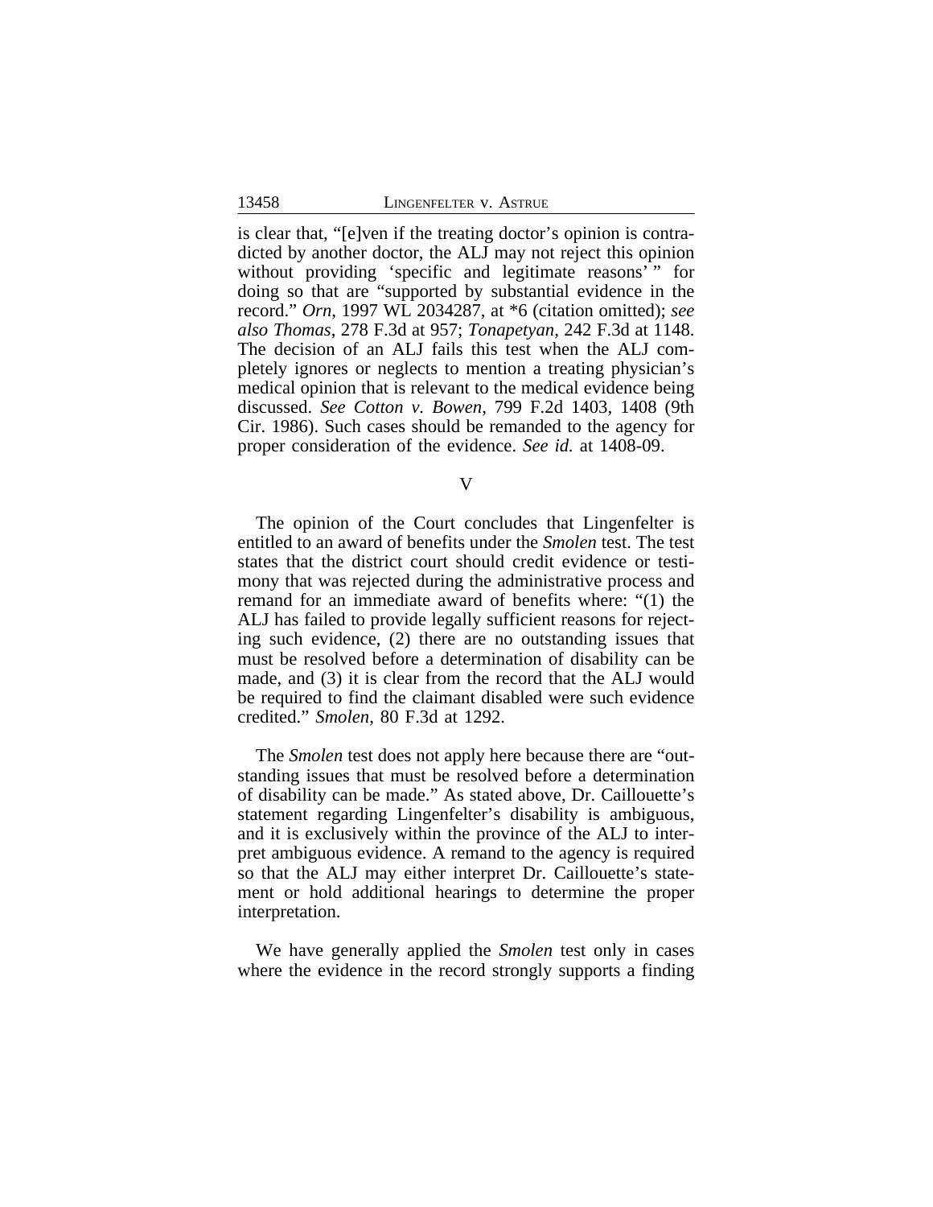is clear that, "[e]ven if the treating doctor's opinion is contradicted by another doctor, the ALJ may not reject this opinion without providing 'specific and legitimate reasons' " for doing so that are "supported by substantial evidence in the record." *Orn*, 1997 WL 2034287, at *6 (citation omitted); *see also Thomas*, 278 F.3d at 957; *Tonapetyan*, 242 F.3d at 1148. The decision of an ALJ fails this test when the ALJ completely ignores or neglects to mention a treating physician's medical opinion that is relevant to the medical evidence being discussed. *See Cotton v. Bowen*, 799 F.2d 1403, 1408 (9th Cir. 1986). Such cases should be remanded to the agency for proper consideration of the evidence. *See id.* at 1408-09.

## V

The opinion of the Court concludes that Lingenfelter is entitled to an award of benefits under the *Smolen* test. The test states that the district court should credit evidence or testimony that was rejected during the administrative process and remand for an immediate award of benefits where: "(1) the ALJ has failed to provide legally sufficient reasons for rejecting such evidence, (2) there are no outstanding issues that must be resolved before a determination of disability can be made, and (3) it is clear from the record that the ALJ would be required to find the claimant disabled were such evidence credited." *Smolen*, 80 F.3d at 1292.

The *Smolen* test does not apply here because there are "outstanding issues that must be resolved before a determination of disability can be made." As stated above, Dr. Caillouette's statement regarding Lingenfelter's disability is ambiguous, and it is exclusively within the province of the ALJ to interpret ambiguous evidence. A remand to the agency is required so that the ALJ may either interpret Dr. Caillouette's statement or hold additional hearings to determine the proper interpretation.

We have generally applied the *Smolen* test only in cases where the evidence in the record strongly supports a finding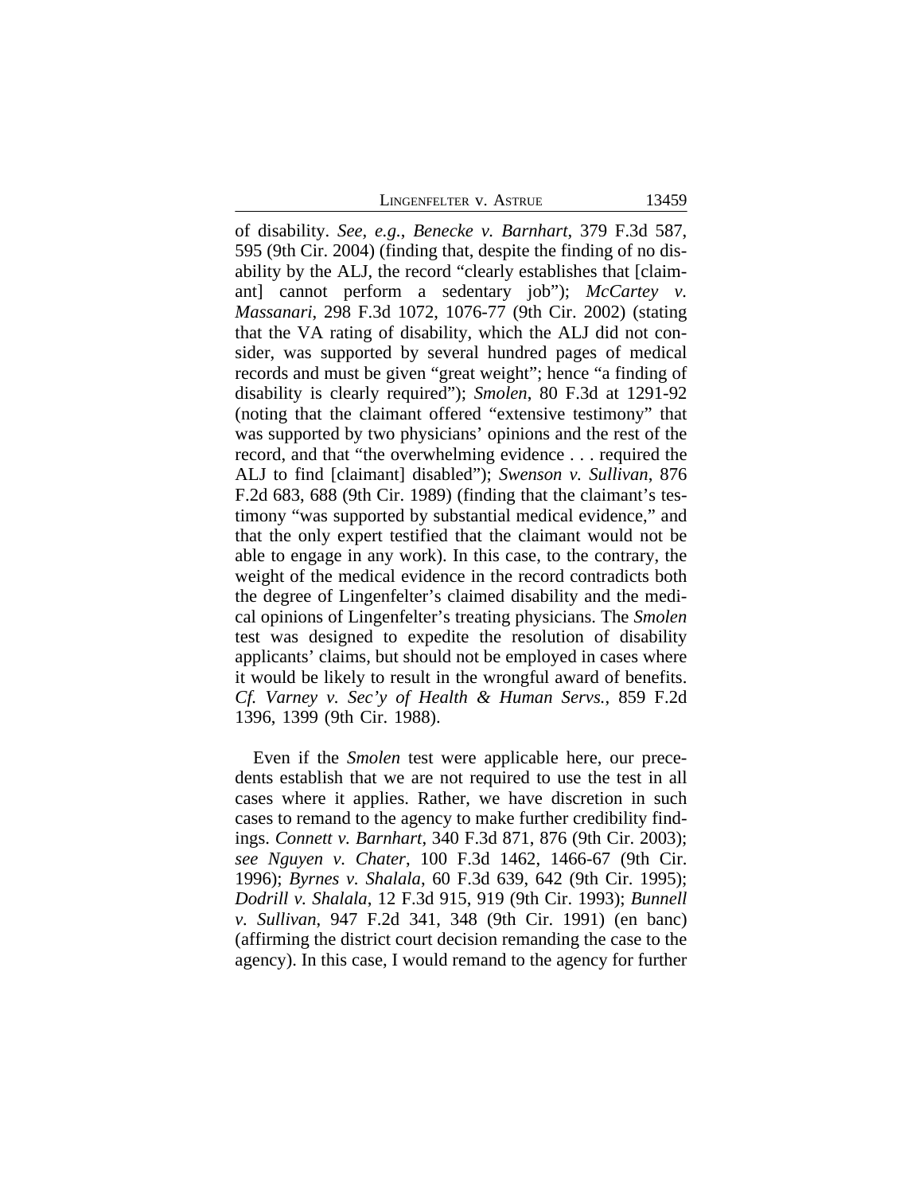of disability. *See, e.g.*, *Benecke v. Barnhart*, 379 F.3d 587, 595 (9th Cir. 2004) (finding that, despite the finding of no disability by the ALJ, the record "clearly establishes that [claimant] cannot perform a sedentary job"); *McCartey v. Massanari*, 298 F.3d 1072, 1076-77 (9th Cir. 2002) (stating that the VA rating of disability, which the ALJ did not consider, was supported by several hundred pages of medical records and must be given "great weight"; hence "a finding of disability is clearly required"); *Smolen*, 80 F.3d at 1291-92 (noting that the claimant offered "extensive testimony" that was supported by two physicians' opinions and the rest of the record, and that "the overwhelming evidence . . . required the ALJ to find [claimant] disabled"); *Swenson v. Sullivan*, 876 F.2d 683, 688 (9th Cir. 1989) (finding that the claimant's testimony "was supported by substantial medical evidence," and that the only expert testified that the claimant would not be able to engage in any work). In this case, to the contrary, the weight of the medical evidence in the record contradicts both the degree of Lingenfelter's claimed disability and the medical opinions of Lingenfelter's treating physicians. The *Smolen* test was designed to expedite the resolution of disability applicants' claims, but should not be employed in cases where it would be likely to result in the wrongful award of benefits. *Cf. Varney v. Sec'y of Health & Human Servs.*, 859 F.2d 1396, 1399 (9th Cir. 1988).

Even if the *Smolen* test were applicable here, our precedents establish that we are not required to use the test in all cases where it applies. Rather, we have discretion in such cases to remand to the agency to make further credibility findings. *Connett v. Barnhart*, 340 F.3d 871, 876 (9th Cir. 2003); *see Nguyen v. Chater*, 100 F.3d 1462, 1466-67 (9th Cir. 1996); *Byrnes v. Shalala*, 60 F.3d 639, 642 (9th Cir. 1995); *Dodrill v. Shalala*, 12 F.3d 915, 919 (9th Cir. 1993); *Bunnell v. Sullivan*, 947 F.2d 341, 348 (9th Cir. 1991) (en banc) (affirming the district court decision remanding the case to the agency). In this case, I would remand to the agency for further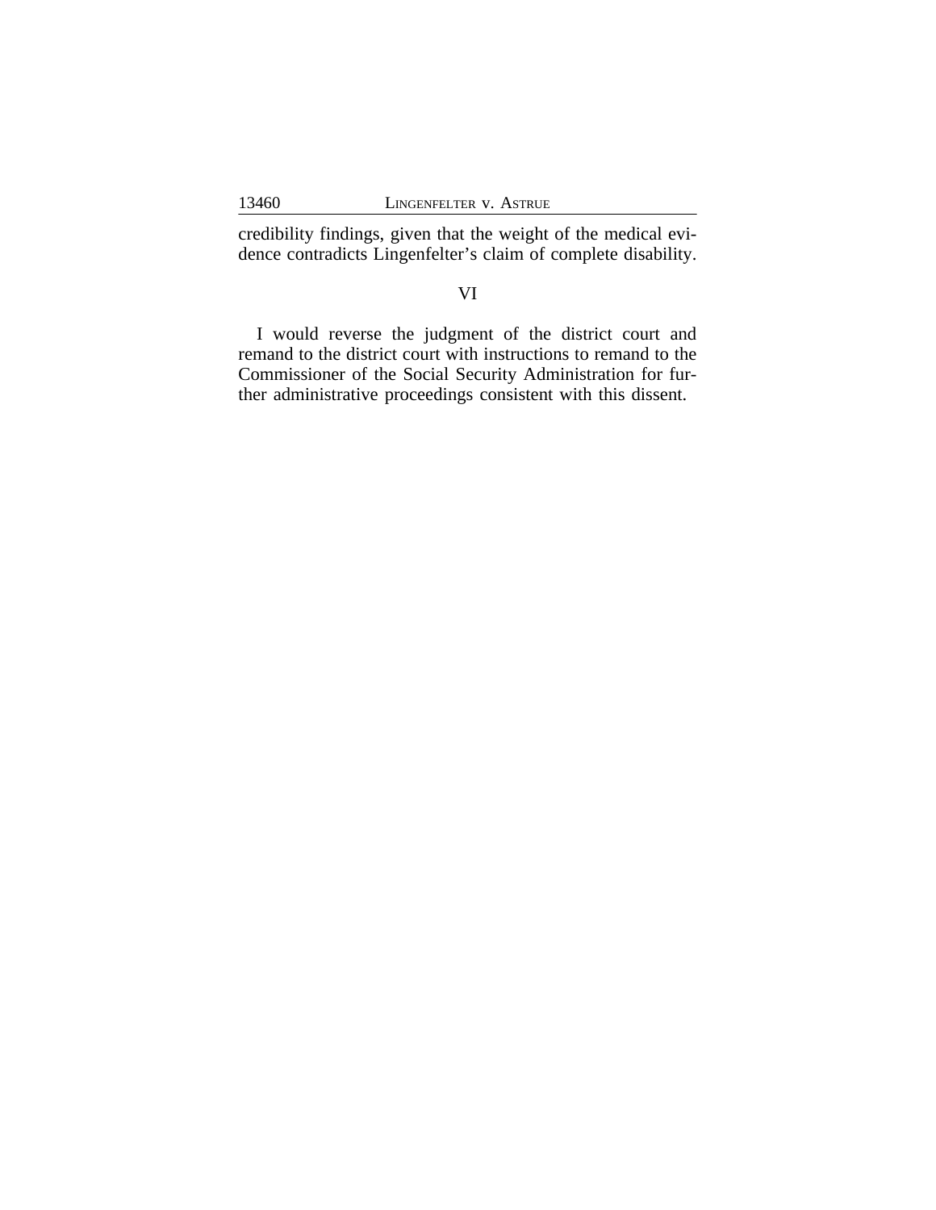credibility findings, given that the weight of the medical evidence contradicts Lingenfelter's claim of complete disability.

## VI

I would reverse the judgment of the district court and remand to the district court with instructions to remand to the Commissioner of the Social Security Administration for further administrative proceedings consistent with this dissent.